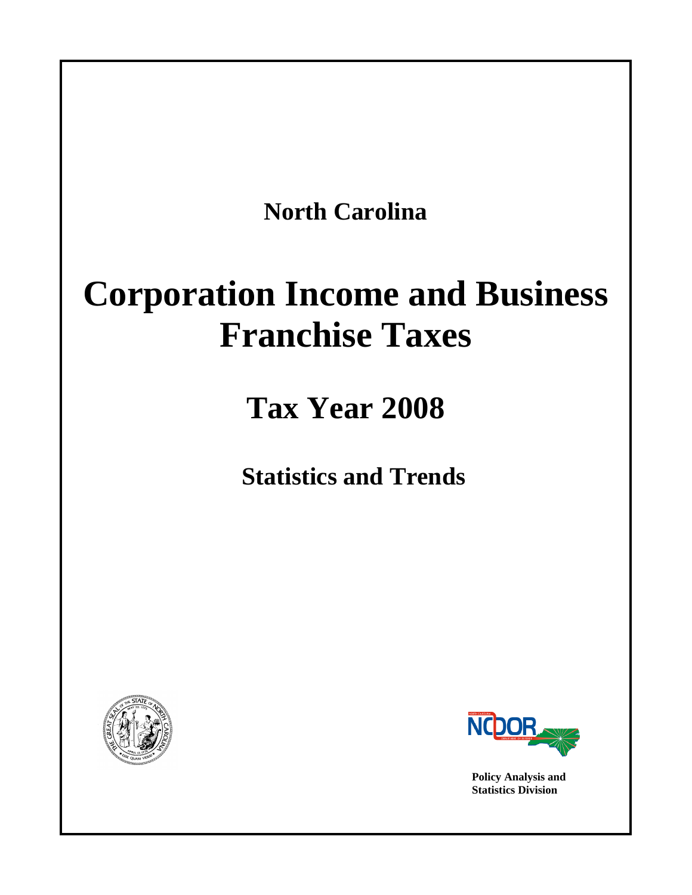**North Carolina**

# Corporation Income and Business Franchise Taxes

## Tax Year 2008

### Statistics and Trends

Policy Analysis and
Statistics Division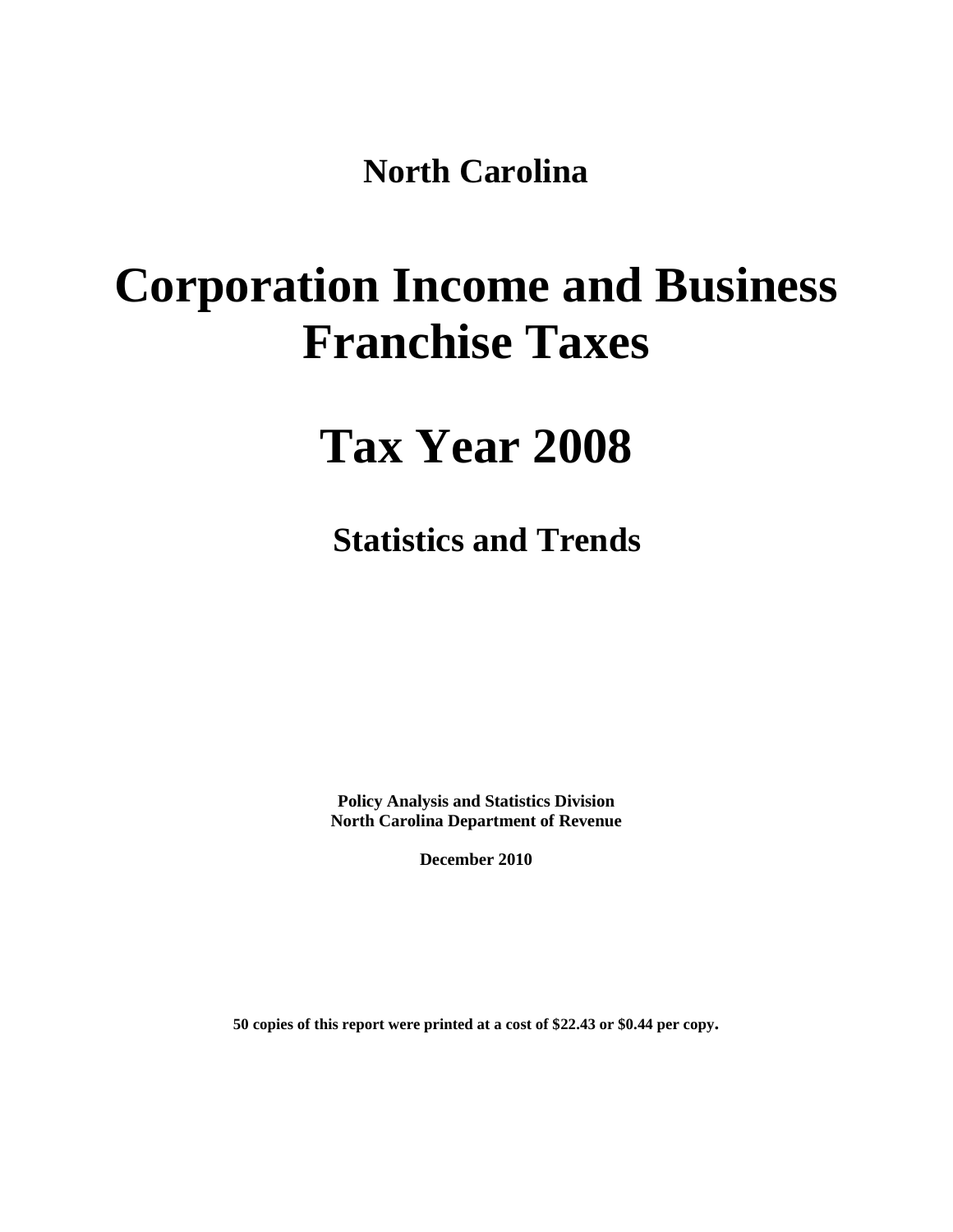**North Carolina**

# Corporation Income and Business Franchise Taxes

# Tax Year 2008

## Statistics and Trends

**Policy Analysis and Statistics Division**
**North Carolina Department of Revenue**

**December 2010**

**50 copies of this report were printed at a cost of $22.43 or $0.44 per copy.**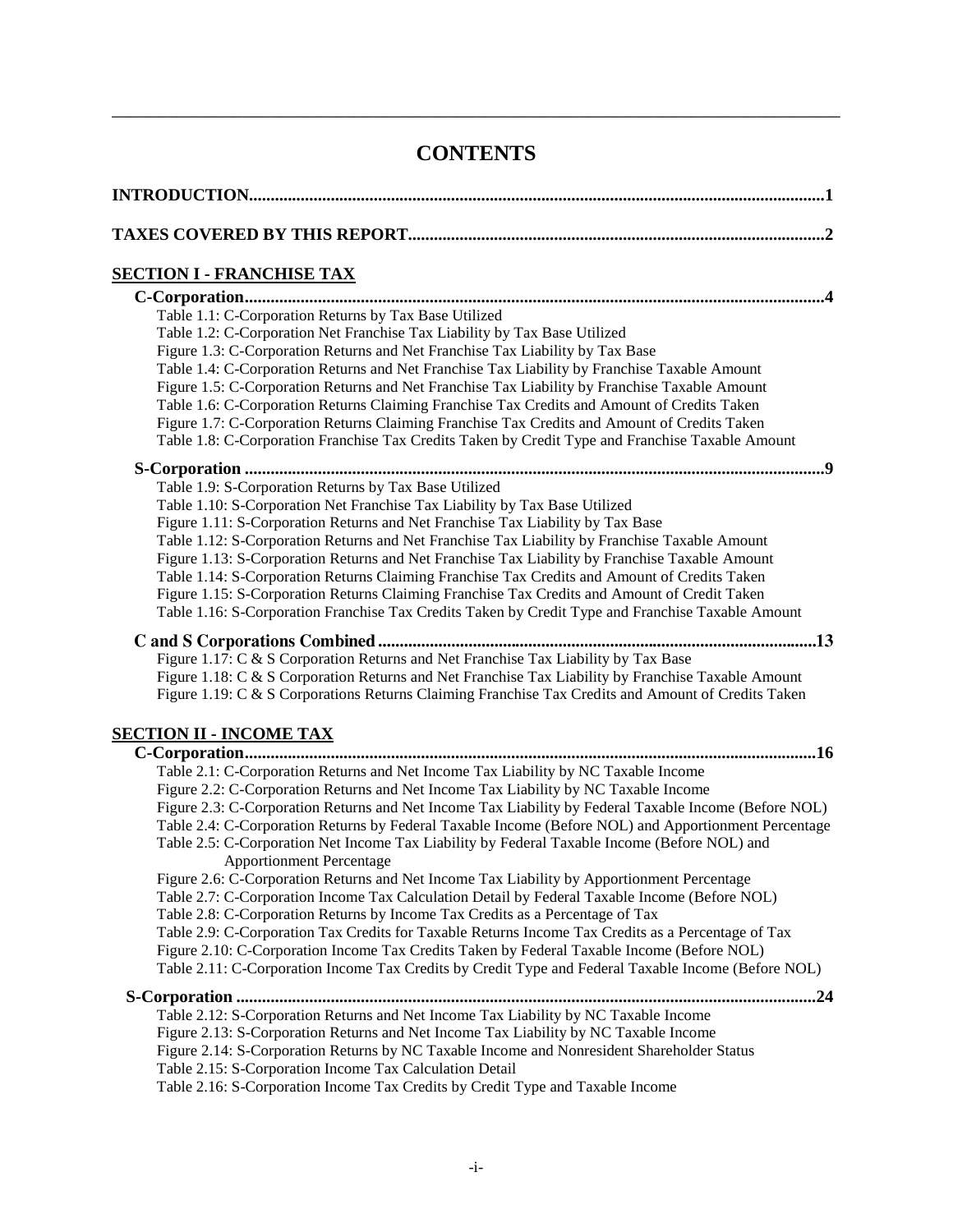# CONTENTS

**INTRODUCTION** ........................................................................................................................ **1**

**TAXES COVERED BY THIS REPORT** ................................................................................ **2**

## SECTION I - FRANCHISE TAX

**C-Corporation** ........................................................................................................................ **4**

- Table 1.1: C-Corporation Returns by Tax Base Utilized
- Table 1.2: C-Corporation Net Franchise Tax Liability by Tax Base Utilized
- Figure 1.3: C-Corporation Returns and Net Franchise Tax Liability by Tax Base
- Table 1.4: C-Corporation Returns and Net Franchise Tax Liability by Franchise Taxable Amount
- Figure 1.5: C-Corporation Returns and Net Franchise Tax Liability by Franchise Taxable Amount
- Table 1.6: C-Corporation Returns Claiming Franchise Tax Credits and Amount of Credits Taken
- Figure 1.7: C-Corporation Returns Claiming Franchise Tax Credits and Amount of Credits Taken
- Table 1.8: C-Corporation Franchise Tax Credits Taken by Credit Type and Franchise Taxable Amount

**S-Corporation** ........................................................................................................................ **9**

- Table 1.9: S-Corporation Returns by Tax Base Utilized
- Table 1.10: S-Corporation Net Franchise Tax Liability by Tax Base Utilized
- Figure 1.11: S-Corporation Returns and Net Franchise Tax Liability by Tax Base
- Table 1.12: S-Corporation Returns and Net Franchise Tax Liability by Franchise Taxable Amount
- Figure 1.13: S-Corporation Returns and Net Franchise Tax Liability by Franchise Taxable Amount
- Table 1.14: S-Corporation Returns Claiming Franchise Tax Credits and Amount of Credits Taken
- Figure 1.15: S-Corporation Returns Claiming Franchise Tax Credits and Amount of Credit Taken
- Table 1.16: S-Corporation Franchise Tax Credits Taken by Credit Type and Franchise Taxable Amount

**C and S Corporations Combined** ........................................................................................ **13**

- Figure 1.17: C & S Corporation Returns and Net Franchise Tax Liability by Tax Base
- Figure 1.18: C & S Corporation Returns and Net Franchise Tax Liability by Franchise Taxable Amount
- Figure 1.19: C & S Corporations Returns Claiming Franchise Tax Credits and Amount of Credits Taken

## SECTION II - INCOME TAX

**C-Corporation** ........................................................................................................................ **16**

- Table 2.1: C-Corporation Returns and Net Income Tax Liability by NC Taxable Income
- Figure 2.2: C-Corporation Returns and Net Income Tax Liability by NC Taxable Income
- Figure 2.3: C-Corporation Returns and Net Income Tax Liability by Federal Taxable Income (Before NOL)
- Table 2.4: C-Corporation Returns by Federal Taxable Income (Before NOL) and Apportionment Percentage
- Table 2.5: C-Corporation Net Income Tax Liability by Federal Taxable Income (Before NOL) and Apportionment Percentage
- Figure 2.6: C-Corporation Returns and Net Income Tax Liability by Apportionment Percentage
- Table 2.7: C-Corporation Income Tax Calculation Detail by Federal Taxable Income (Before NOL)
- Table 2.8: C-Corporation Returns by Income Tax Credits as a Percentage of Tax
- Table 2.9: C-Corporation Tax Credits for Taxable Returns Income Tax Credits as a Percentage of Tax
- Figure 2.10: C-Corporation Income Tax Credits Taken by Federal Taxable Income (Before NOL)
- Table 2.11: C-Corporation Income Tax Credits by Credit Type and Federal Taxable Income (Before NOL)

**S-Corporation** ........................................................................................................................ **24**

- Table 2.12: S-Corporation Returns and Net Income Tax Liability by NC Taxable Income
- Figure 2.13: S-Corporation Returns and Net Income Tax Liability by NC Taxable Income
- Figure 2.14: S-Corporation Returns by NC Taxable Income and Nonresident Shareholder Status
- Table 2.15: S-Corporation Income Tax Calculation Detail
- Table 2.16: S-Corporation Income Tax Credits by Credit Type and Taxable Income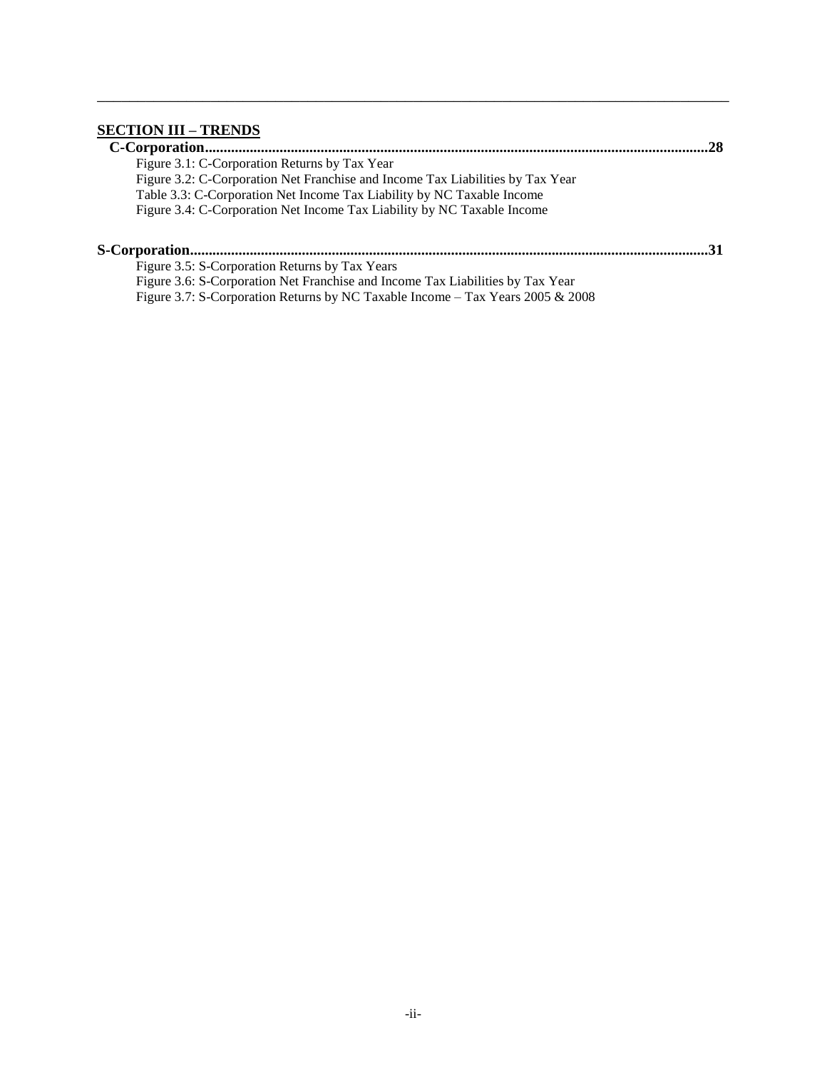## SECTION III – TRENDS

**C-Corporation......................................................................................................................................28**

Figure 3.1: C-Corporation Returns by Tax Year
Figure 3.2: C-Corporation Net Franchise and Income Tax Liabilities by Tax Year
Table 3.3: C-Corporation Net Income Tax Liability by NC Taxable Income
Figure 3.4: C-Corporation Net Income Tax Liability by NC Taxable Income

**S-Corporation.........................................................................................................................................31**

Figure 3.5: S-Corporation Returns by Tax Years
Figure 3.6: S-Corporation Net Franchise and Income Tax Liabilities by Tax Year
Figure 3.7: S-Corporation Returns by NC Taxable Income – Tax Years 2005 & 2008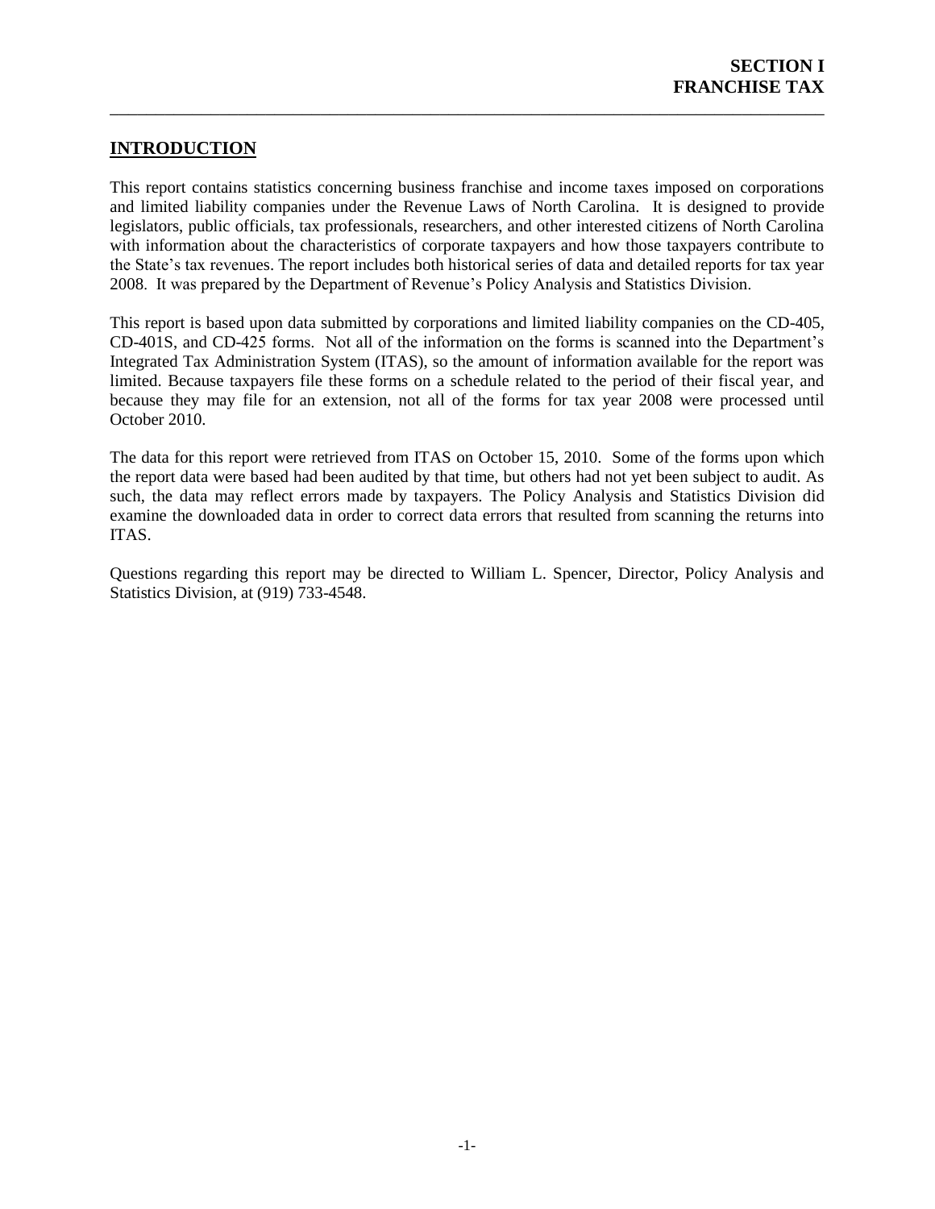# SECTION I
# FRANCHISE TAX

## INTRODUCTION

This report contains statistics concerning business franchise and income taxes imposed on corporations and limited liability companies under the Revenue Laws of North Carolina. It is designed to provide legislators, public officials, tax professionals, researchers, and other interested citizens of North Carolina with information about the characteristics of corporate taxpayers and how those taxpayers contribute to the State's tax revenues. The report includes both historical series of data and detailed reports for tax year 2008. It was prepared by the Department of Revenue's Policy Analysis and Statistics Division.

This report is based upon data submitted by corporations and limited liability companies on the CD-405, CD-401S, and CD-425 forms. Not all of the information on the forms is scanned into the Department's Integrated Tax Administration System (ITAS), so the amount of information available for the report was limited. Because taxpayers file these forms on a schedule related to the period of their fiscal year, and because they may file for an extension, not all of the forms for tax year 2008 were processed until October 2010.

The data for this report were retrieved from ITAS on October 15, 2010. Some of the forms upon which the report data were based had been audited by that time, but others had not yet been subject to audit. As such, the data may reflect errors made by taxpayers. The Policy Analysis and Statistics Division did examine the downloaded data in order to correct data errors that resulted from scanning the returns into ITAS.

Questions regarding this report may be directed to William L. Spencer, Director, Policy Analysis and Statistics Division, at (919) 733-4548.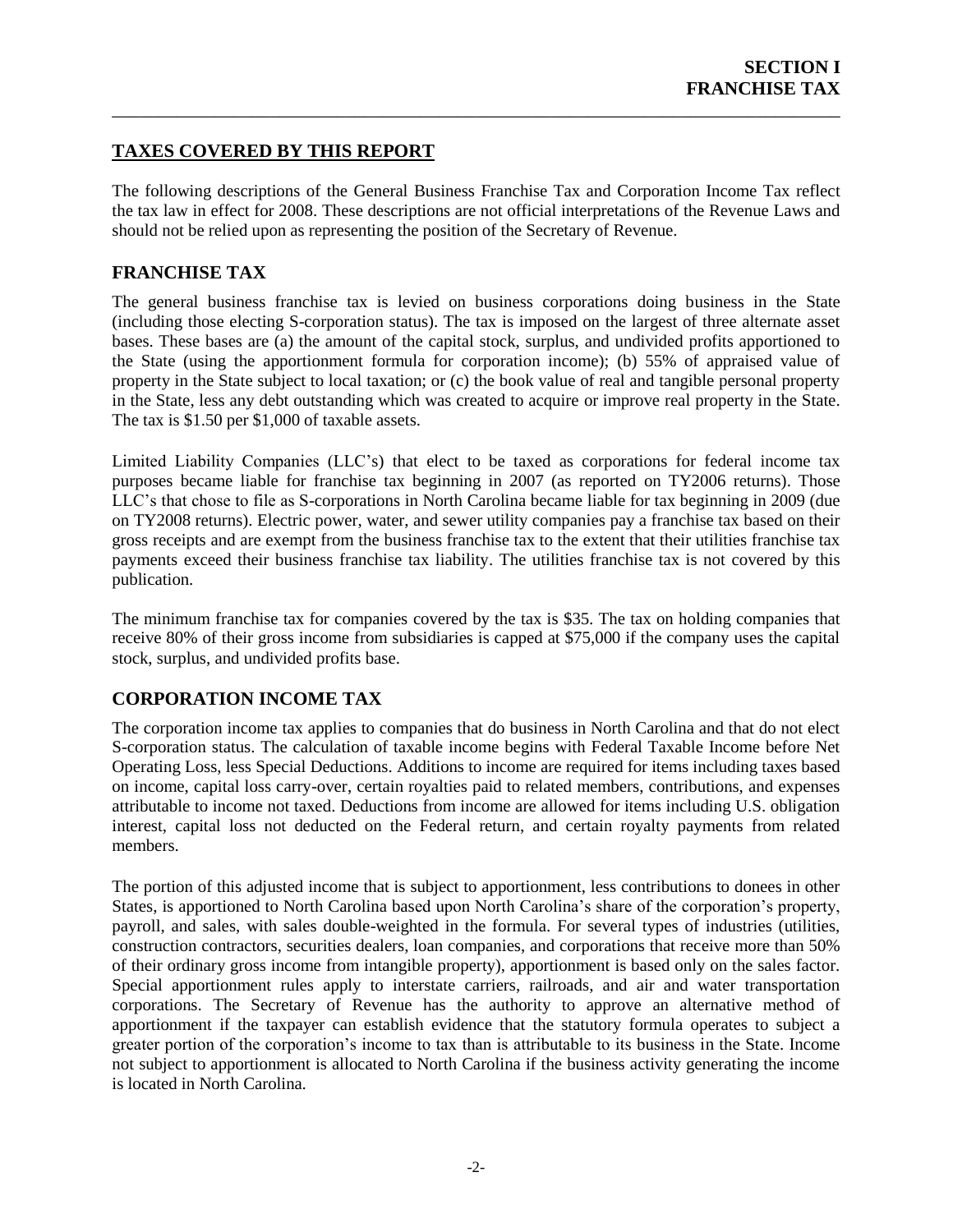# SECTION I
# FRANCHISE TAX

## TAXES COVERED BY THIS REPORT

The following descriptions of the General Business Franchise Tax and Corporation Income Tax reflect the tax law in effect for 2008. These descriptions are not official interpretations of the Revenue Laws and should not be relied upon as representing the position of the Secretary of Revenue.

## FRANCHISE TAX

The general business franchise tax is levied on business corporations doing business in the State (including those electing S-corporation status). The tax is imposed on the largest of three alternate asset bases. These bases are (a) the amount of the capital stock, surplus, and undivided profits apportioned to the State (using the apportionment formula for corporation income); (b) 55% of appraised value of property in the State subject to local taxation; or (c) the book value of real and tangible personal property in the State, less any debt outstanding which was created to acquire or improve real property in the State. The tax is $1.50 per $1,000 of taxable assets.

Limited Liability Companies (LLC's) that elect to be taxed as corporations for federal income tax purposes became liable for franchise tax beginning in 2007 (as reported on TY2006 returns). Those LLC's that chose to file as S-corporations in North Carolina became liable for tax beginning in 2009 (due on TY2008 returns). Electric power, water, and sewer utility companies pay a franchise tax based on their gross receipts and are exempt from the business franchise tax to the extent that their utilities franchise tax payments exceed their business franchise tax liability. The utilities franchise tax is not covered by this publication.

The minimum franchise tax for companies covered by the tax is $35. The tax on holding companies that receive 80% of their gross income from subsidiaries is capped at $75,000 if the company uses the capital stock, surplus, and undivided profits base.

## CORPORATION INCOME TAX

The corporation income tax applies to companies that do business in North Carolina and that do not elect S-corporation status. The calculation of taxable income begins with Federal Taxable Income before Net Operating Loss, less Special Deductions. Additions to income are required for items including taxes based on income, capital loss carry-over, certain royalties paid to related members, contributions, and expenses attributable to income not taxed. Deductions from income are allowed for items including U.S. obligation interest, capital loss not deducted on the Federal return, and certain royalty payments from related members.

The portion of this adjusted income that is subject to apportionment, less contributions to donees in other States, is apportioned to North Carolina based upon North Carolina's share of the corporation's property, payroll, and sales, with sales double-weighted in the formula. For several types of industries (utilities, construction contractors, securities dealers, loan companies, and corporations that receive more than 50% of their ordinary gross income from intangible property), apportionment is based only on the sales factor. Special apportionment rules apply to interstate carriers, railroads, and air and water transportation corporations. The Secretary of Revenue has the authority to approve an alternative method of apportionment if the taxpayer can establish evidence that the statutory formula operates to subject a greater portion of the corporation's income to tax than is attributable to its business in the State. Income not subject to apportionment is allocated to North Carolina if the business activity generating the income is located in North Carolina.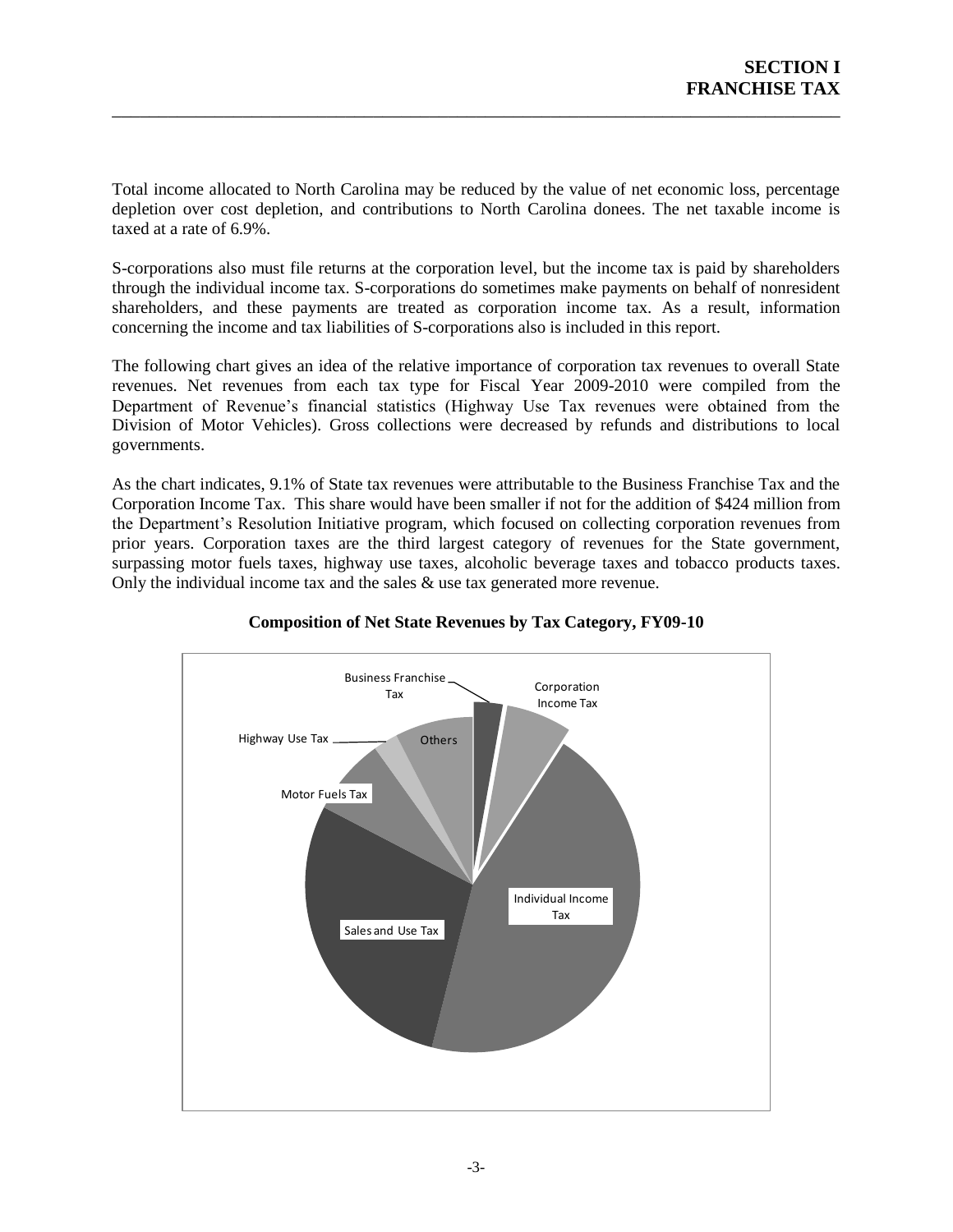Total income allocated to North Carolina may be reduced by the value of net economic loss, percentage depletion over cost depletion, and contributions to North Carolina donees. The net taxable income is taxed at a rate of 6.9%.

S-corporations also must file returns at the corporation level, but the income tax is paid by shareholders through the individual income tax. S-corporations do sometimes make payments on behalf of nonresident shareholders, and these payments are treated as corporation income tax. As a result, information concerning the income and tax liabilities of S-corporations also is included in this report.

The following chart gives an idea of the relative importance of corporation tax revenues to overall State revenues. Net revenues from each tax type for Fiscal Year 2009-2010 were compiled from the Department of Revenue's financial statistics (Highway Use Tax revenues were obtained from the Division of Motor Vehicles). Gross collections were decreased by refunds and distributions to local governments.

As the chart indicates, 9.1% of State tax revenues were attributable to the Business Franchise Tax and the Corporation Income Tax. This share would have been smaller if not for the addition of $424 million from the Department's Resolution Initiative program, which focused on collecting corporation revenues from prior years. Corporation taxes are the third largest category of revenues for the State government, surpassing motor fuels taxes, highway use taxes, alcoholic beverage taxes and tobacco products taxes. Only the individual income tax and the sales & use tax generated more revenue.

**Composition of Net State Revenues by Tax Category, FY09-10**

Business Franchise Tax

Corporation Income Tax

Highway Use Tax

Others

Motor Fuels Tax

Individual Income Tax

Sales and Use Tax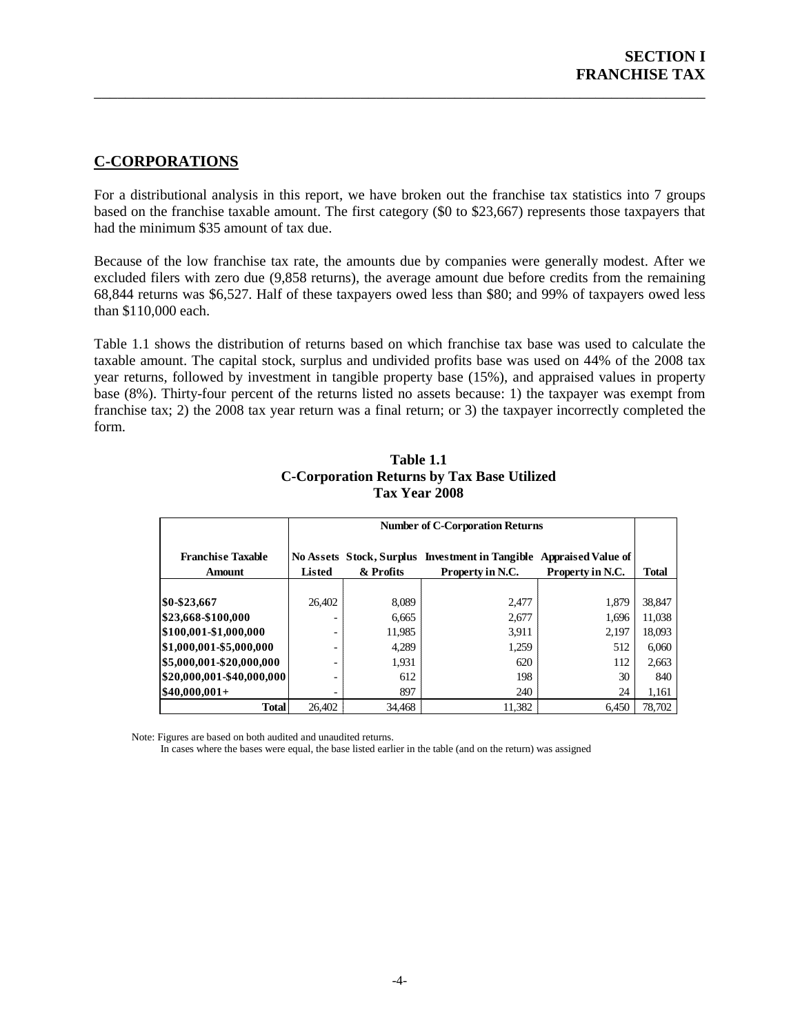# SECTION I FRANCHISE TAX

## C-CORPORATIONS

For a distributional analysis in this report, we have broken out the franchise tax statistics into 7 groups based on the franchise taxable amount. The first category ($0 to $23,667) represents those taxpayers that had the minimum $35 amount of tax due.

Because of the low franchise tax rate, the amounts due by companies were generally modest. After we excluded filers with zero due (9,858 returns), the average amount due before credits from the remaining 68,844 returns was $6,527. Half of these taxpayers owed less than $80; and 99% of taxpayers owed less than $110,000 each.

Table 1.1 shows the distribution of returns based on which franchise tax base was used to calculate the taxable amount. The capital stock, surplus and undivided profits base was used on 44% of the 2008 tax year returns, followed by investment in tangible property base (15%), and appraised values in property base (8%). Thirty-four percent of the returns listed no assets because: 1) the taxpayer was exempt from franchise tax; 2) the 2008 tax year return was a final return; or 3) the taxpayer incorrectly completed the form.

**Table 1.1**
**C-Corporation Returns by Tax Base Utilized**
**Tax Year 2008**

| | Number of C-Corporation Returns | | | | |
|---|---|---|---|---|---|
| Franchise Taxable Amount | No Assets Listed | Stock, Surplus & Profits | Investment in Tangible Property in N.C. | Appraised Value of Property in N.C. | Total |
| $0-$23,667 | 26,402 | 8,089 | 2,477 | 1,879 | 38,847 |
| $23,668-$100,000 | - | 6,665 | 2,677 | 1,696 | 11,038 |
| $100,001-$1,000,000 | - | 11,985 | 3,911 | 2,197 | 18,093 |
| $1,000,001-$5,000,000 | - | 4,289 | 1,259 | 512 | 6,060 |
| $5,000,001-$20,000,000 | - | 1,931 | 620 | 112 | 2,663 |
| $20,000,001-$40,000,000 | - | 612 | 198 | 30 | 840 |
| $40,000,001+ | - | 897 | 240 | 24 | 1,161 |
| Total | 26,402 | 34,468 | 11,382 | 6,450 | 78,702 |

Note: Figures are based on both audited and unaudited returns.
In cases where the bases were equal, the base listed earlier in the table (and on the return) was assigned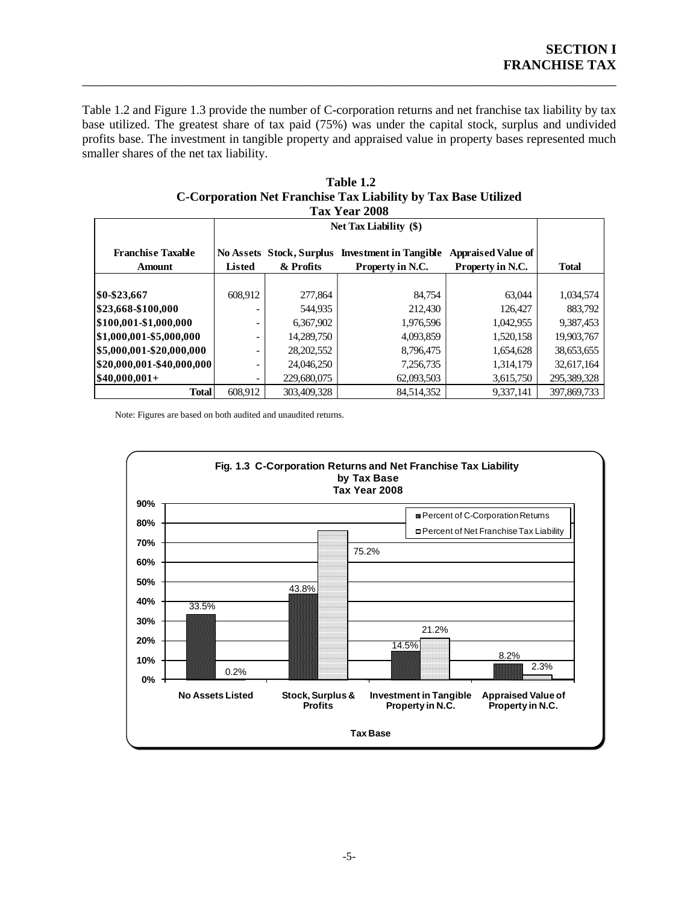Table 1.2 and Figure 1.3 provide the number of C-corporation returns and net franchise tax liability by tax base utilized. The greatest share of tax paid (75%) was under the capital stock, surplus and undivided profits base. The investment in tangible property and appraised value in property bases represented much smaller shares of the net tax liability.

**Table 1.2**
**C-Corporation Net Franchise Tax Liability by Tax Base Utilized**
**Tax Year 2008**

| | Net Tax Liability ($) | | | | |
|---|---|---|---|---|---|
| **Franchise Taxable Amount** | **No Assets Listed** | **Stock, Surplus & Profits** | **Investment in Tangible Property in N.C.** | **Appraised Value of Property in N.C.** | **Total** |
| **$0-$23,667** | 608,912 | 277,864 | 84,754 | 63,044 | 1,034,574 |
| **$23,668-$100,000** | - | 544,935 | 212,430 | 126,427 | 883,792 |
| **$100,001-$1,000,000** | - | 6,367,902 | 1,976,596 | 1,042,955 | 9,387,453 |
| **$1,000,001-$5,000,000** | - | 14,289,750 | 4,093,859 | 1,520,158 | 19,903,767 |
| **$5,000,001-$20,000,000** | - | 28,202,552 | 8,796,475 | 1,654,628 | 38,653,655 |
| **$20,000,001-$40,000,000** | - | 24,046,250 | 7,256,735 | 1,314,179 | 32,617,164 |
| **$40,000,001+** | - | 229,680,075 | 62,093,503 | 3,615,750 | 295,389,328 |
| **Total** | 608,912 | 303,409,328 | 84,514,352 | 9,337,141 | 397,869,733 |

Note: Figures are based on both audited and unaudited returns.

**Fig. 1.3 C-Corporation Returns and Net Franchise Tax Liability by Tax Base Tax Year 2008**

| Tax Base | Percent of C-Corporation Returns | Percent of Net Franchise Tax Liability |
|---|---|---|
| No Assets Listed | 33.5% | 0.2% |
| Stock, Surplus & Profits | 43.8% | 75.2% |
| Investment in Tangible Property in N.C. | 14.5% | 21.2% |
| Appraised Value of Property in N.C. | 8.2% | 2.3% |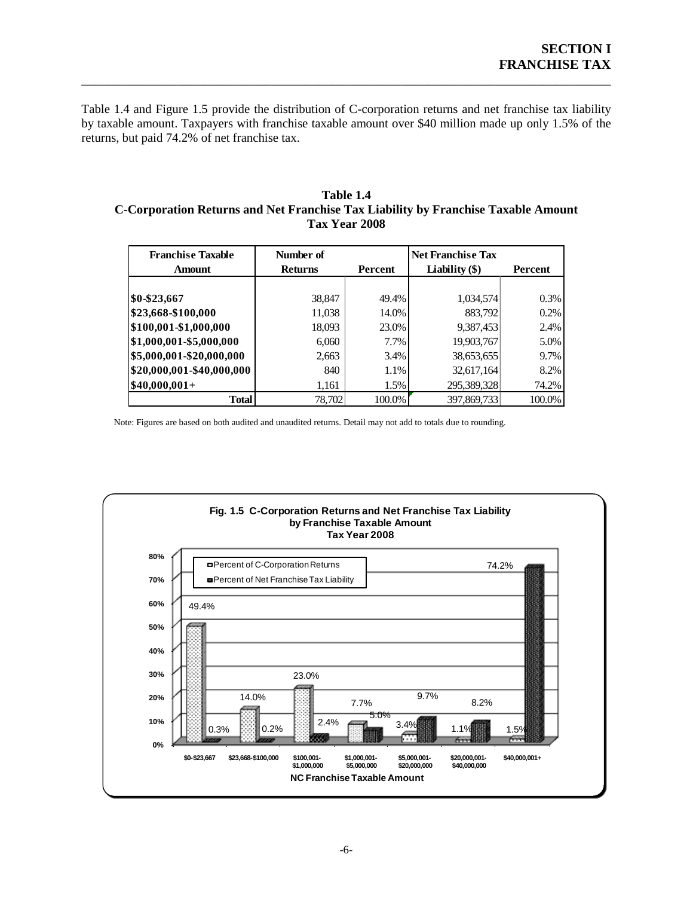Table 1.4 and Figure 1.5 provide the distribution of C-corporation returns and net franchise tax liability by taxable amount. Taxpayers with franchise taxable amount over $40 million made up only 1.5% of the returns, but paid 74.2% of net franchise tax.

**Table 1.4**
**C-Corporation Returns and Net Franchise Tax Liability by Franchise Taxable Amount**
**Tax Year 2008**

| Franchise Taxable Amount | Number of Returns | Percent | Net Franchise Tax Liability ($) | Percent |
|---|---|---|---|---|
| $0-$23,667 | 38,847 | 49.4% | 1,034,574 | 0.3% |
| $23,668-$100,000 | 11,038 | 14.0% | 883,792 | 0.2% |
| $100,001-$1,000,000 | 18,093 | 23.0% | 9,387,453 | 2.4% |
| $1,000,001-$5,000,000 | 6,060 | 7.7% | 19,903,767 | 5.0% |
| $5,000,001-$20,000,000 | 2,663 | 3.4% | 38,653,655 | 9.7% |
| $20,000,001-$40,000,000 | 840 | 1.1% | 32,617,164 | 8.2% |
| $40,000,001+ | 1,161 | 1.5% | 295,389,328 | 74.2% |
| **Total** | 78,702 | 100.0% | 397,869,733 | 100.0% |

Note: Figures are based on both audited and unaudited returns. Detail may not add to totals due to rounding.

**Fig. 1.5 C-Corporation Returns and Net Franchise Tax Liability by Franchise Taxable Amount**
**Tax Year 2008**

| NC Franchise Taxable Amount | Percent of C-Corporation Returns | Percent of Net Franchise Tax Liability |
|---|---|---|
| $0-$23,667 | 49.4% | 0.3% |
| $23,668-$100,000 | 14.0% | 0.2% |
| $100,001-$1,000,000 | 23.0% | 2.4% |
| $1,000,001-$5,000,000 | 7.7% | 5.0% |
| $5,000,001-$20,000,000 | 3.4% | 9.7% |
| $20,000,001-$40,000,000 | 1.1% | 8.2% |
| $40,000,001+ | 1.5% | 74.2% |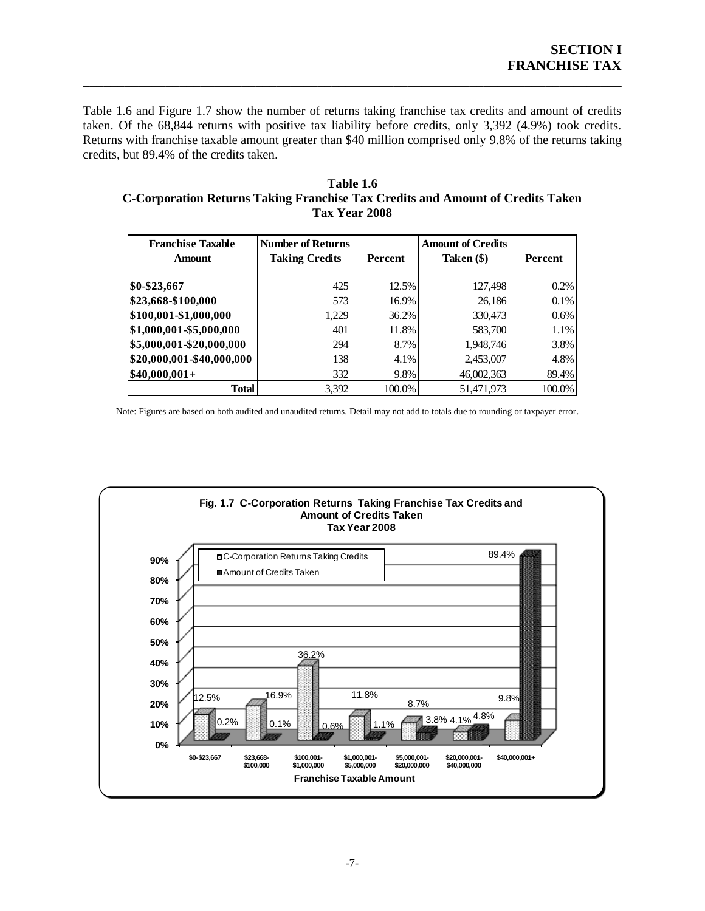Table 1.6 and Figure 1.7 show the number of returns taking franchise tax credits and amount of credits taken. Of the 68,844 returns with positive tax liability before credits, only 3,392 (4.9%) took credits. Returns with franchise taxable amount greater than $40 million comprised only 9.8% of the returns taking credits, but 89.4% of the credits taken.

**Table 1.6**
**C-Corporation Returns Taking Franchise Tax Credits and Amount of Credits Taken**
**Tax Year 2008**

| Franchise Taxable Amount | Number of Returns Taking Credits | Percent | Amount of Credits Taken ($) | Percent |
|---|---|---|---|---|
| $0-$23,667 | 425 | 12.5% | 127,498 | 0.2% |
| $23,668-$100,000 | 573 | 16.9% | 26,186 | 0.1% |
| $100,001-$1,000,000 | 1,229 | 36.2% | 330,473 | 0.6% |
| $1,000,001-$5,000,000 | 401 | 11.8% | 583,700 | 1.1% |
| $5,000,001-$20,000,000 | 294 | 8.7% | 1,948,746 | 3.8% |
| $20,000,001-$40,000,000 | 138 | 4.1% | 2,453,007 | 4.8% |
| $40,000,001+ | 332 | 9.8% | 46,002,363 | 89.4% |
| **Total** | 3,392 | 100.0% | 51,471,973 | 100.0% |

Note: Figures are based on both audited and unaudited returns. Detail may not add to totals due to rounding or taxpayer error.

**Fig. 1.7 C-Corporation Returns Taking Franchise Tax Credits and Amount of Credits Taken**
**Tax Year 2008**

| Franchise Taxable Amount | C-Corporation Returns Taking Credits | Amount of Credits Taken |
|---|---|---|
| $0-$23,667 | 12.5% | 0.2% |
| $23,668-$100,000 | 16.9% | 0.1% |
| $100,001-$1,000,000 | 36.2% | 0.6% |
| $1,000,001-$5,000,000 | 11.8% | 1.1% |
| $5,000,001-$20,000,000 | 8.7% | 3.8% |
| $20,000,001-$40,000,000 | 4.1% | 4.8% |
| $40,000,001+ | 9.8% | 89.4% |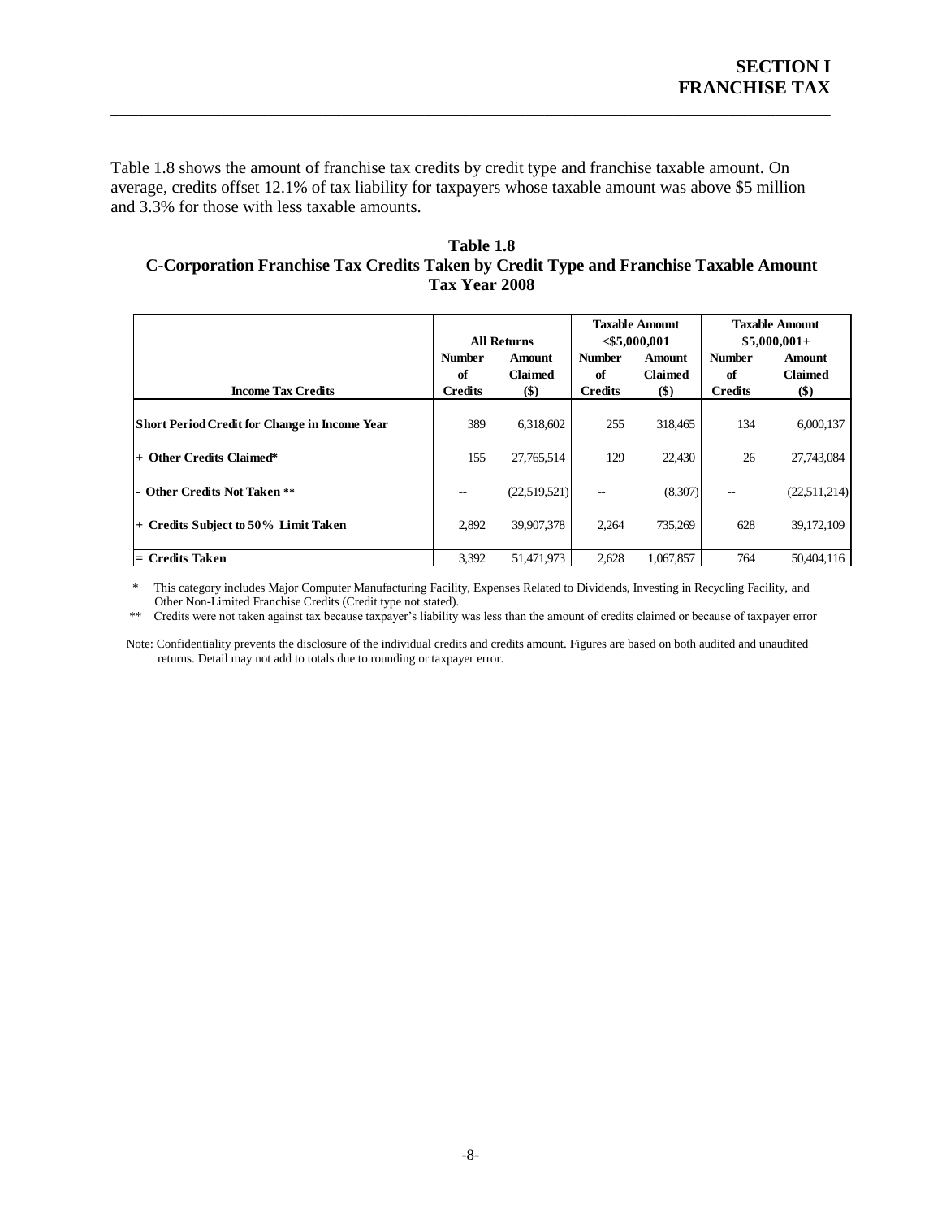Table 1.8 shows the amount of franchise tax credits by credit type and franchise taxable amount. On average, credits offset 12.1% of tax liability for taxpayers whose taxable amount was above $5 million and 3.3% for those with less taxable amounts.

**Table 1.8**
**C-Corporation Franchise Tax Credits Taken by Credit Type and Franchise Taxable Amount**
**Tax Year 2008**

| | All Returns | | Taxable Amount <$5,000,001 | | Taxable Amount $5,000,001+ | |
|---|---|---|---|---|---|---|
| **Income Tax Credits** | **Number of Credits** | **Amount Claimed ($)** | **Number of Credits** | **Amount Claimed ($)** | **Number of Credits** | **Amount Claimed ($)** |
| **Short Period Credit for Change in Income Year** | 389 | 6,318,602 | 255 | 318,465 | 134 | 6,000,137 |
| **+ Other Credits Claimed*** | 155 | 27,765,514 | 129 | 22,430 | 26 | 27,743,084 |
| **- Other Credits Not Taken **** | -- | (22,519,521) | -- | (8,307) | -- | (22,511,214) |
| **+ Credits Subject to 50% Limit Taken** | 2,892 | 39,907,378 | 2,264 | 735,269 | 628 | 39,172,109 |
| **= Credits Taken** | 3,392 | 51,471,973 | 2,628 | 1,067,857 | 764 | 50,404,116 |

\* This category includes Major Computer Manufacturing Facility, Expenses Related to Dividends, Investing in Recycling Facility, and Other Non-Limited Franchise Credits (Credit type not stated).

\** Credits were not taken against tax because taxpayer's liability was less than the amount of credits claimed or because of taxpayer error

Note: Confidentiality prevents the disclosure of the individual credits and credits amount. Figures are based on both audited and unaudited returns. Detail may not add to totals due to rounding or taxpayer error.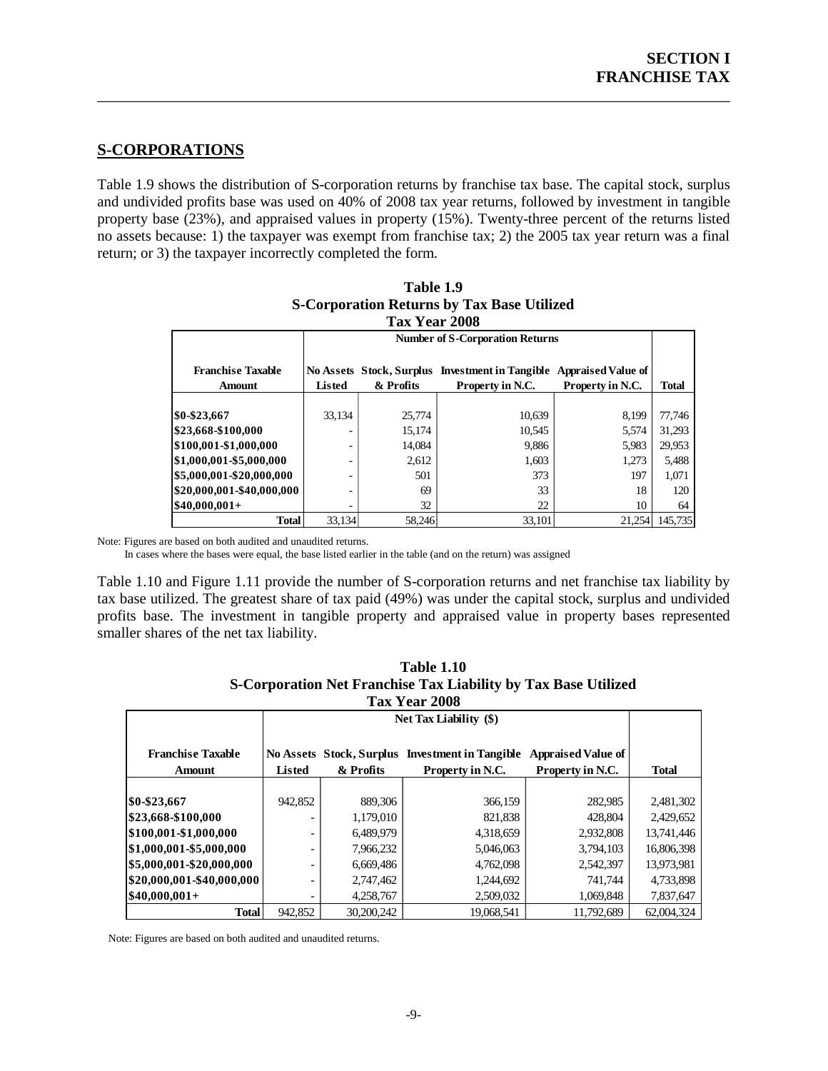## S-CORPORATIONS

Table 1.9 shows the distribution of S-corporation returns by franchise tax base. The capital stock, surplus and undivided profits base was used on 40% of 2008 tax year returns, followed by investment in tangible property base (23%), and appraised values in property (15%). Twenty-three percent of the returns listed no assets because: 1) the taxpayer was exempt from franchise tax; 2) the 2005 tax year return was a final return; or 3) the taxpayer incorrectly completed the form.

**Table 1.9**
**S-Corporation Returns by Tax Base Utilized**
**Tax Year 2008**

| | Number of S-Corporation Returns | | | | |
|---|---|---|---|---|---|
| Franchise Taxable Amount | No Assets Listed | Stock, Surplus & Profits | Investment in Tangible Property in N.C. | Appraised Value of Property in N.C. | Total |
| $0-$23,667 | 33,134 | 25,774 | 10,639 | 8,199 | 77,746 |
| $23,668-$100,000 | - | 15,174 | 10,545 | 5,574 | 31,293 |
| $100,001-$1,000,000 | - | 14,084 | 9,886 | 5,983 | 29,953 |
| $1,000,001-$5,000,000 | - | 2,612 | 1,603 | 1,273 | 5,488 |
| $5,000,001-$20,000,000 | - | 501 | 373 | 197 | 1,071 |
| $20,000,001-$40,000,000 | - | 69 | 33 | 18 | 120 |
| $40,000,001+ | - | 32 | 22 | 10 | 64 |
| **Total** | 33,134 | 58,246 | 33,101 | 21,254 | 145,735 |

Note: Figures are based on both audited and unaudited returns.
In cases where the bases were equal, the base listed earlier in the table (and on the return) was assigned

Table 1.10 and Figure 1.11 provide the number of S-corporation returns and net franchise tax liability by tax base utilized. The greatest share of tax paid (49%) was under the capital stock, surplus and undivided profits base. The investment in tangible property and appraised value in property bases represented smaller shares of the net tax liability.

**Table 1.10**
**S-Corporation Net Franchise Tax Liability by Tax Base Utilized**
**Tax Year 2008**

| | Net Tax Liability ($) | | | | |
|---|---|---|---|---|---|
| Franchise Taxable Amount | No Assets Listed | Stock, Surplus & Profits | Investment in Tangible Property in N.C. | Appraised Value of Property in N.C. | Total |
| $0-$23,667 | 942,852 | 889,306 | 366,159 | 282,985 | 2,481,302 |
| $23,668-$100,000 | - | 1,179,010 | 821,838 | 428,804 | 2,429,652 |
| $100,001-$1,000,000 | - | 6,489,979 | 4,318,659 | 2,932,808 | 13,741,446 |
| $1,000,001-$5,000,000 | - | 7,966,232 | 5,046,063 | 3,794,103 | 16,806,398 |
| $5,000,001-$20,000,000 | - | 6,669,486 | 4,762,098 | 2,542,397 | 13,973,981 |
| $20,000,001-$40,000,000 | - | 2,747,462 | 1,244,692 | 741,744 | 4,733,898 |
| $40,000,001+ | - | 4,258,767 | 2,509,032 | 1,069,848 | 7,837,647 |
| **Total** | 942,852 | 30,200,242 | 19,068,541 | 11,792,689 | 62,004,324 |

Note: Figures are based on both audited and unaudited returns.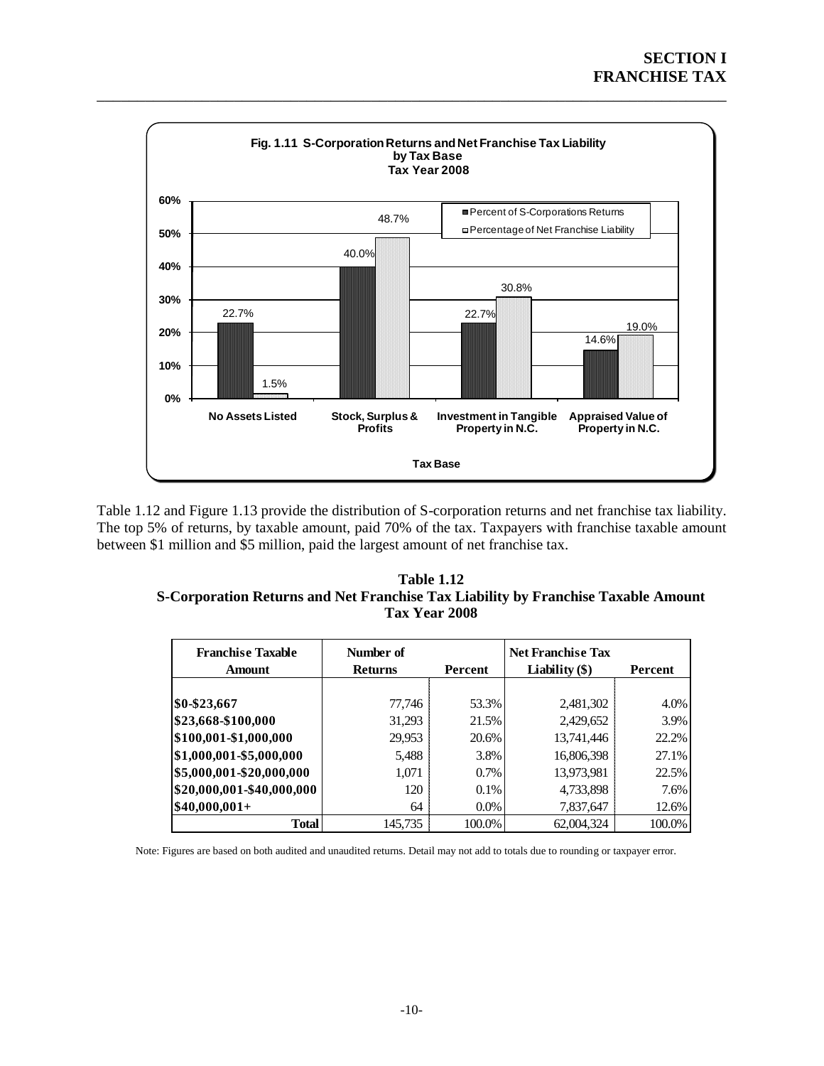**Fig. 1.11 S-Corporation Returns and Net Franchise Tax Liability by Tax Base Tax Year 2008**

| Tax Base | Percent of S-Corporations Returns | Percentage of Net Franchise Liability |
|---|---|---|
| No Assets Listed | 22.7% | 1.5% |
| Stock, Surplus & Profits | 40.0% | 48.7% |
| Investment in Tangible Property in N.C. | 22.7% | 30.8% |
| Appraised Value of Property in N.C. | 14.6% | 19.0% |

Table 1.12 and Figure 1.13 provide the distribution of S-corporation returns and net franchise tax liability. The top 5% of returns, by taxable amount, paid 70% of the tax. Taxpayers with franchise taxable amount between $1 million and $5 million, paid the largest amount of net franchise tax.

**Table 1.12**
**S-Corporation Returns and Net Franchise Tax Liability by Franchise Taxable Amount**
**Tax Year 2008**

| Franchise Taxable Amount | Number of Returns | Percent | Net Franchise Tax Liability ($) | Percent |
|---|---|---|---|---|
| $0-$23,667 | 77,746 | 53.3% | 2,481,302 | 4.0% |
| $23,668-$100,000 | 31,293 | 21.5% | 2,429,652 | 3.9% |
| $100,001-$1,000,000 | 29,953 | 20.6% | 13,741,446 | 22.2% |
| $1,000,001-$5,000,000 | 5,488 | 3.8% | 16,806,398 | 27.1% |
| $5,000,001-$20,000,000 | 1,071 | 0.7% | 13,973,981 | 22.5% |
| $20,000,001-$40,000,000 | 120 | 0.1% | 4,733,898 | 7.6% |
| $40,000,001+ | 64 | 0.0% | 7,837,647 | 12.6% |
| **Total** | 145,735 | 100.0% | 62,004,324 | 100.0% |

Note: Figures are based on both audited and unaudited returns. Detail may not add to totals due to rounding or taxpayer error.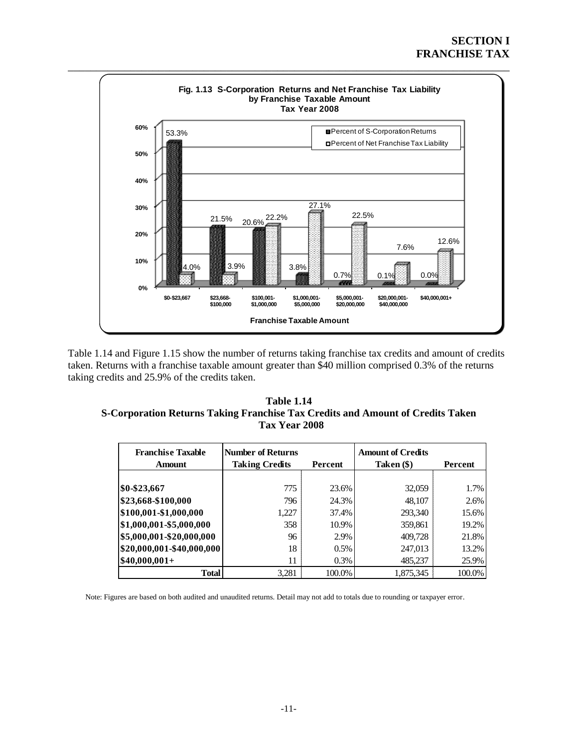**Fig. 1.13 S-Corporation Returns and Net Franchise Tax Liability by Franchise Taxable Amount Tax Year 2008**

| Franchise Taxable Amount | Percent of S-Corporation Returns | Percent of Net Franchise Tax Liability |
|---|---|---|
| $0-$23,667 | 53.3% | 4.0% |
| $23,668-$100,000 | 21.5% | 3.9% |
| $100,001-$1,000,000 | 20.6% | 22.2% |
| $1,000,001-$5,000,000 | 3.8% | 27.1% |
| $5,000,001-$20,000,000 | 0.7% | 22.5% |
| $20,000,001-$40,000,000 | 0.1% | 7.6% |
| $40,000,001+ | 0.0% | 12.6% |

Table 1.14 and Figure 1.15 show the number of returns taking franchise tax credits and amount of credits taken. Returns with a franchise taxable amount greater than $40 million comprised 0.3% of the returns taking credits and 25.9% of the credits taken.

**Table 1.14**
**S-Corporation Returns Taking Franchise Tax Credits and Amount of Credits Taken**
**Tax Year 2008**

| Franchise Taxable Amount | Number of Returns Taking Credits | Percent | Amount of Credits Taken ($) | Percent |
|---|---|---|---|---|
| $0-$23,667 | 775 | 23.6% | 32,059 | 1.7% |
| $23,668-$100,000 | 796 | 24.3% | 48,107 | 2.6% |
| $100,001-$1,000,000 | 1,227 | 37.4% | 293,340 | 15.6% |
| $1,000,001-$5,000,000 | 358 | 10.9% | 359,861 | 19.2% |
| $5,000,001-$20,000,000 | 96 | 2.9% | 409,728 | 21.8% |
| $20,000,001-$40,000,000 | 18 | 0.5% | 247,013 | 13.2% |
| $40,000,001+ | 11 | 0.3% | 485,237 | 25.9% |
| **Total** | 3,281 | 100.0% | 1,875,345 | 100.0% |

Note: Figures are based on both audited and unaudited returns. Detail may not add to totals due to rounding or taxpayer error.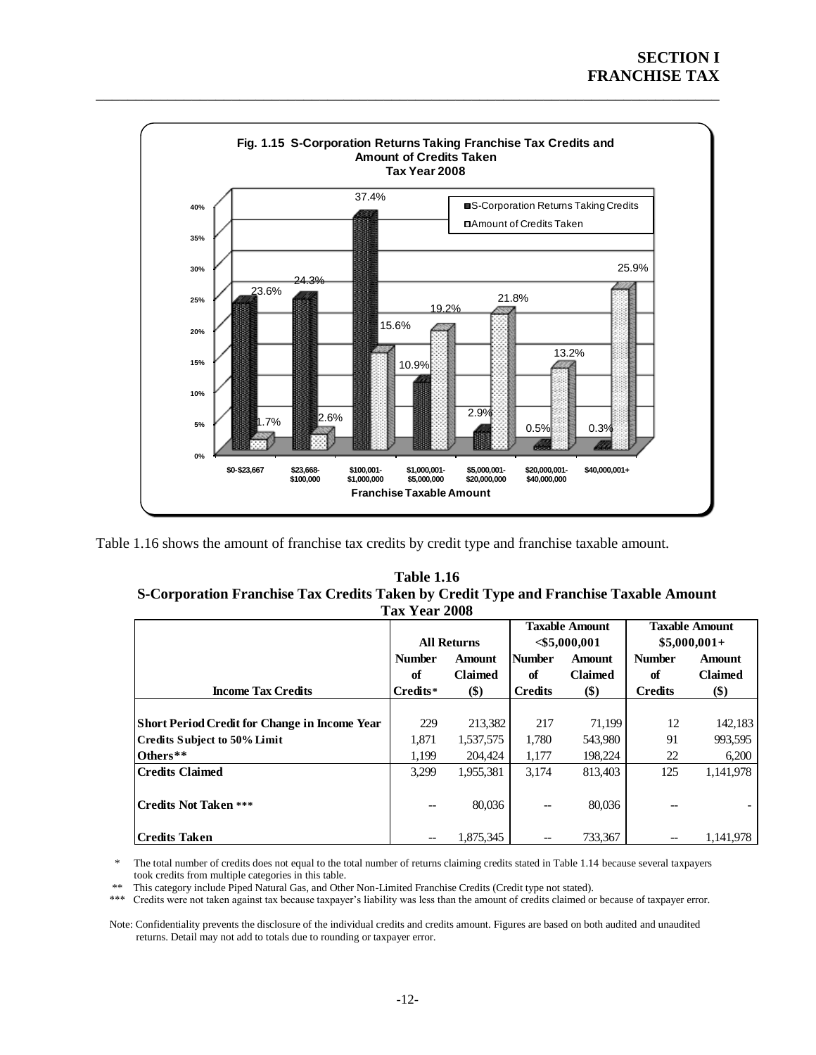Fig. 1.15 S-Corporation Returns Taking Franchise Tax Credits and Amount of Credits Taken
Tax Year 2008

| Franchise Taxable Amount | S-Corporation Returns Taking Credits | Amount of Credits Taken |
|---|---|---|
| $0-$23,667 | 23.6% | 1.7% |
| $23,668-$100,000 | 24.3% | 2.6% |
| $100,001-$1,000,000 | 37.4% | 15.6% |
| $1,000,001-$5,000,000 | 10.9% | 19.2% |
| $5,000,001-$20,000,000 | 2.9% | 21.8% |
| $20,000,001-$40,000,000 | 0.5% | 13.2% |
| $40,000,001+ | 0.3% | 25.9% |

Table 1.16 shows the amount of franchise tax credits by credit type and franchise taxable amount.

**Table 1.16**
**S-Corporation Franchise Tax Credits Taken by Credit Type and Franchise Taxable Amount**
**Tax Year 2008**

| | All Returns | | Taxable Amount <$5,000,001 | | Taxable Amount $5,000,001+ | |
|---|---|---|---|---|---|---|
| **Income Tax Credits** | **Number of Credits*** | **Amount Claimed ($)** | **Number of Credits** | **Amount Claimed ($)** | **Number of Credits** | **Amount Claimed ($)** |
| **Short Period Credit for Change in Income Year** | 229 | 213,382 | 217 | 71,199 | 12 | 142,183 |
| **Credits Subject to 50% Limit** | 1,871 | 1,537,575 | 1,780 | 543,980 | 91 | 993,595 |
| **Others**** | 1,199 | 204,424 | 1,177 | 198,224 | 22 | 6,200 |
| **Credits Claimed** | 3,299 | 1,955,381 | 3,174 | 813,403 | 125 | 1,141,978 |
| **Credits Not Taken ***** | -- | 80,036 | -- | 80,036 | -- | - |
| **Credits Taken** | -- | 1,875,345 | -- | 733,367 | -- | 1,141,978 |

\* The total number of credits does not equal to the total number of returns claiming credits stated in Table 1.14 because several taxpayers took credits from multiple categories in this table.

** This category include Piped Natural Gas, and Other Non-Limited Franchise Credits (Credit type not stated).

*** Credits were not taken against tax because taxpayer's liability was less than the amount of credits claimed or because of taxpayer error.

Note: Confidentiality prevents the disclosure of the individual credits and credits amount. Figures are based on both audited and unaudited returns. Detail may not add to totals due to rounding or taxpayer error.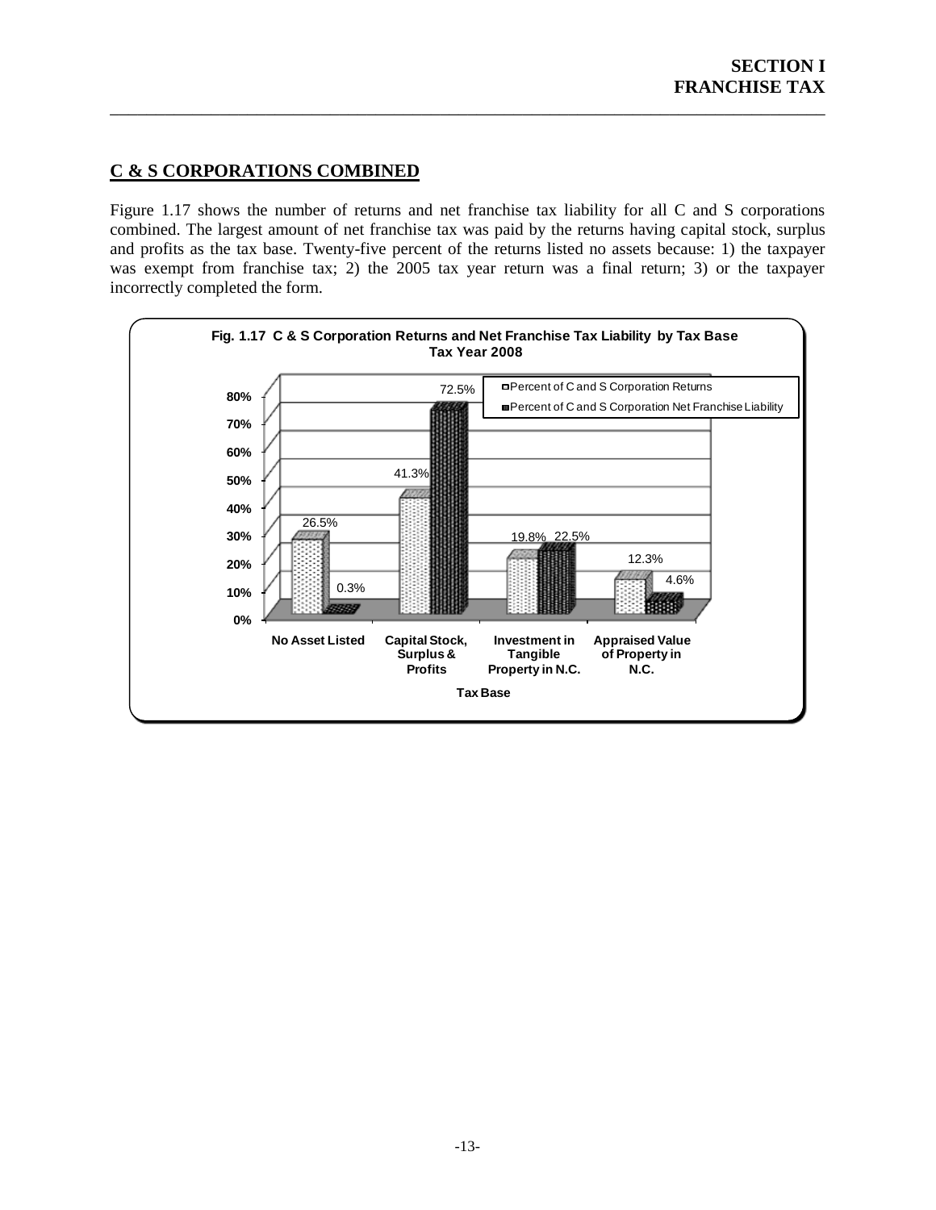## C & S CORPORATIONS COMBINED

Figure 1.17 shows the number of returns and net franchise tax liability for all C and S corporations combined. The largest amount of net franchise tax was paid by the returns having capital stock, surplus and profits as the tax base. Twenty-five percent of the returns listed no assets because: 1) the taxpayer was exempt from franchise tax; 2) the 2005 tax year return was a final return; 3) or the taxpayer incorrectly completed the form.

**Fig. 1.17 C & S Corporation Returns and Net Franchise Tax Liability by Tax Base Tax Year 2008**

| Tax Base | Percent of C and S Corporation Returns | Percent of C and S Corporation Net Franchise Liability |
|---|---|---|
| No Asset Listed | 26.5% | 0.3% |
| Capital Stock, Surplus & Profits | 41.3% | 72.5% |
| Investment in Tangible Property in N.C. | 19.8% | 22.5% |
| Appraised Value of Property in N.C. | 12.3% | 4.6% |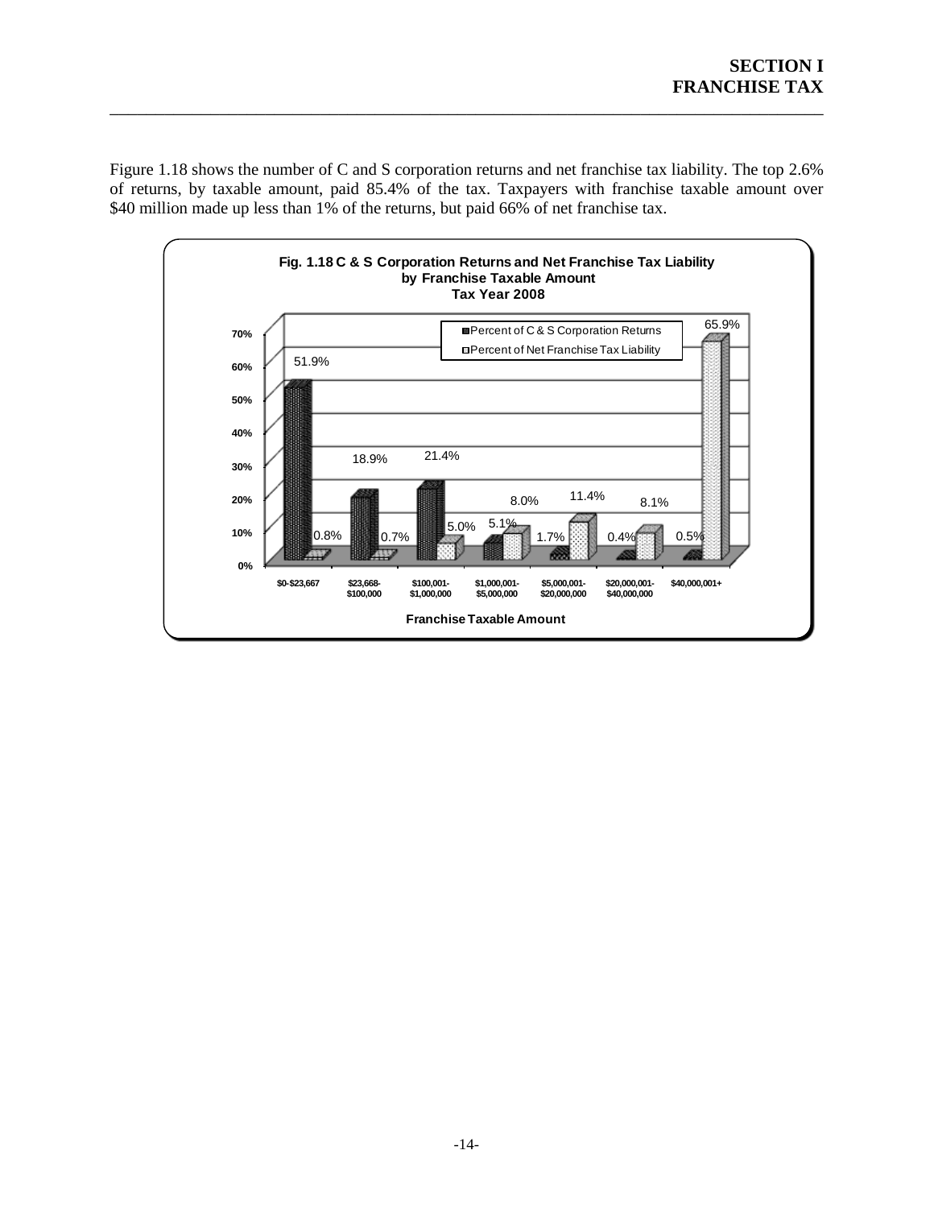Figure 1.18 shows the number of C and S corporation returns and net franchise tax liability. The top 2.6% of returns, by taxable amount, paid 85.4% of the tax. Taxpayers with franchise taxable amount over $40 million made up less than 1% of the returns, but paid 66% of net franchise tax.

**Fig. 1.18 C & S Corporation Returns and Net Franchise Tax Liability by Franchise Taxable Amount Tax Year 2008**

| Franchise Taxable Amount | Percent of C & S Corporation Returns | Percent of Net Franchise Tax Liability |
| --- | --- | --- |
| $0-$23,667 | 51.9% | 0.8% |
| $23,668-$100,000 | 18.9% | 0.7% |
| $100,001-$1,000,000 | 21.4% | 5.0% |
| $1,000,001-$5,000,000 | 5.1% | 8.0% |
| $5,000,001-$20,000,000 | 1.7% | 11.4% |
| $20,000,001-$40,000,000 | 0.4% | 8.1% |
| $40,000,001+ | 0.5% | 65.9% |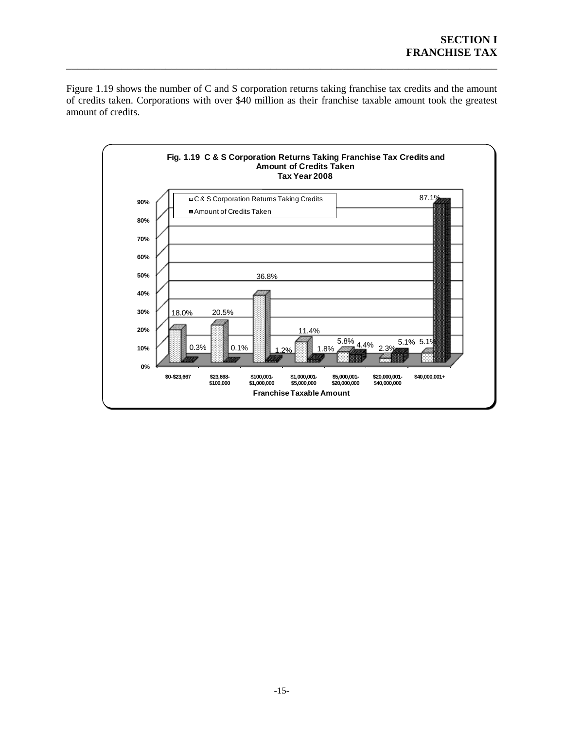Figure 1.19 shows the number of C and S corporation returns taking franchise tax credits and the amount of credits taken. Corporations with over $40 million as their franchise taxable amount took the greatest amount of credits.

**Fig. 1.19 C & S Corporation Returns Taking Franchise Tax Credits and Amount of Credits Taken**
**Tax Year 2008**

| Franchise Taxable Amount | C & S Corporation Returns Taking Credits | Amount of Credits Taken |
|---|---|---|
| $0-$23,667 | 18.0% | 0.3% |
| $23,668-$100,000 | 20.5% | 0.1% |
| $100,001-$1,000,000 | 36.8% | 1.2% |
| $1,000,001-$5,000,000 | 11.4% | 1.8% |
| $5,000,001-$20,000,000 | 5.8% | 4.4% |
| $20,000,001-$40,000,000 | 2.3% | 5.1% |
| $40,000,001+ | 5.1% | 87.1% |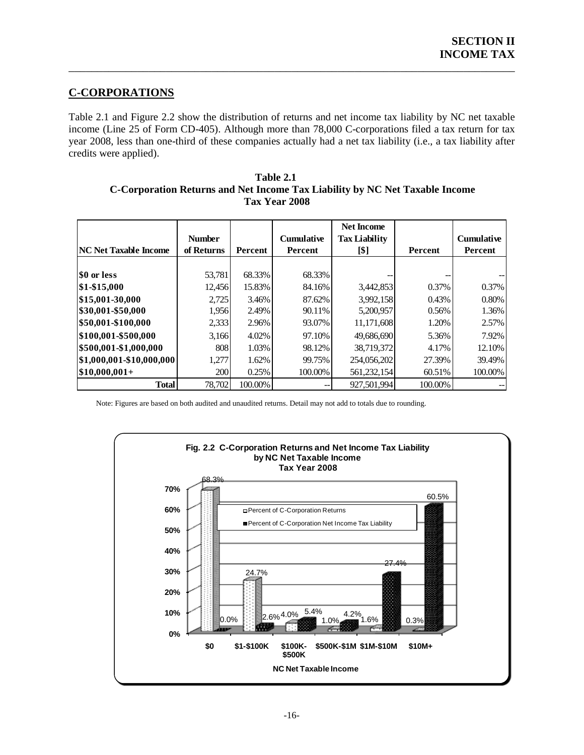## C-CORPORATIONS

Table 2.1 and Figure 2.2 show the distribution of returns and net income tax liability by NC net taxable income (Line 25 of Form CD-405). Although more than 78,000 C-corporations filed a tax return for tax year 2008, less than one-third of these companies actually had a net tax liability (i.e., a tax liability after credits were applied).

**Table 2.1**
**C-Corporation Returns and Net Income Tax Liability by NC Net Taxable Income**
**Tax Year 2008**

| NC Net Taxable Income | Number of Returns | Percent | Cumulative Percent | Net Income Tax Liability [$] | Percent | Cumulative Percent |
|---|---|---|---|---|---|---|
| $0 or less | 53,781 | 68.33% | 68.33% | -- | -- | -- |
| $1-$15,000 | 12,456 | 15.83% | 84.16% | 3,442,853 | 0.37% | 0.37% |
| $15,001-30,000 | 2,725 | 3.46% | 87.62% | 3,992,158 | 0.43% | 0.80% |
| $30,001-$50,000 | 1,956 | 2.49% | 90.11% | 5,200,957 | 0.56% | 1.36% |
| $50,001-$100,000 | 2,333 | 2.96% | 93.07% | 11,171,608 | 1.20% | 2.57% |
| $100,001-$500,000 | 3,166 | 4.02% | 97.10% | 49,686,690 | 5.36% | 7.92% |
| $500,001-$1,000,000 | 808 | 1.03% | 98.12% | 38,719,372 | 4.17% | 12.10% |
| $1,000,001-$10,000,000 | 1,277 | 1.62% | 99.75% | 254,056,202 | 27.39% | 39.49% |
| $10,000,001+ | 200 | 0.25% | 100.00% | 561,232,154 | 60.51% | 100.00% |
| **Total** | 78,702 | 100.00% | -- | 927,501,994 | 100.00% | -- |

Note: Figures are based on both audited and unaudited returns. Detail may not add to totals due to rounding.

**Fig. 2.2 C-Corporation Returns and Net Income Tax Liability by NC Net Taxable Income Tax Year 2008**

| NC Net Taxable Income | Percent of C-Corporation Returns | Percent of C-Corporation Net Income Tax Liability |
|---|---|---|
| $0 | 68.3% | 0.0% |
| $1-$100K | 24.7% | 2.6% |
| $100K-$500K | 4.0% | 5.4% |
| $500K-$1M | 1.0% | 4.2% |
| $1M-$10M | 1.6% | 27.4% |
| $10M+ | 0.3% | 60.5% |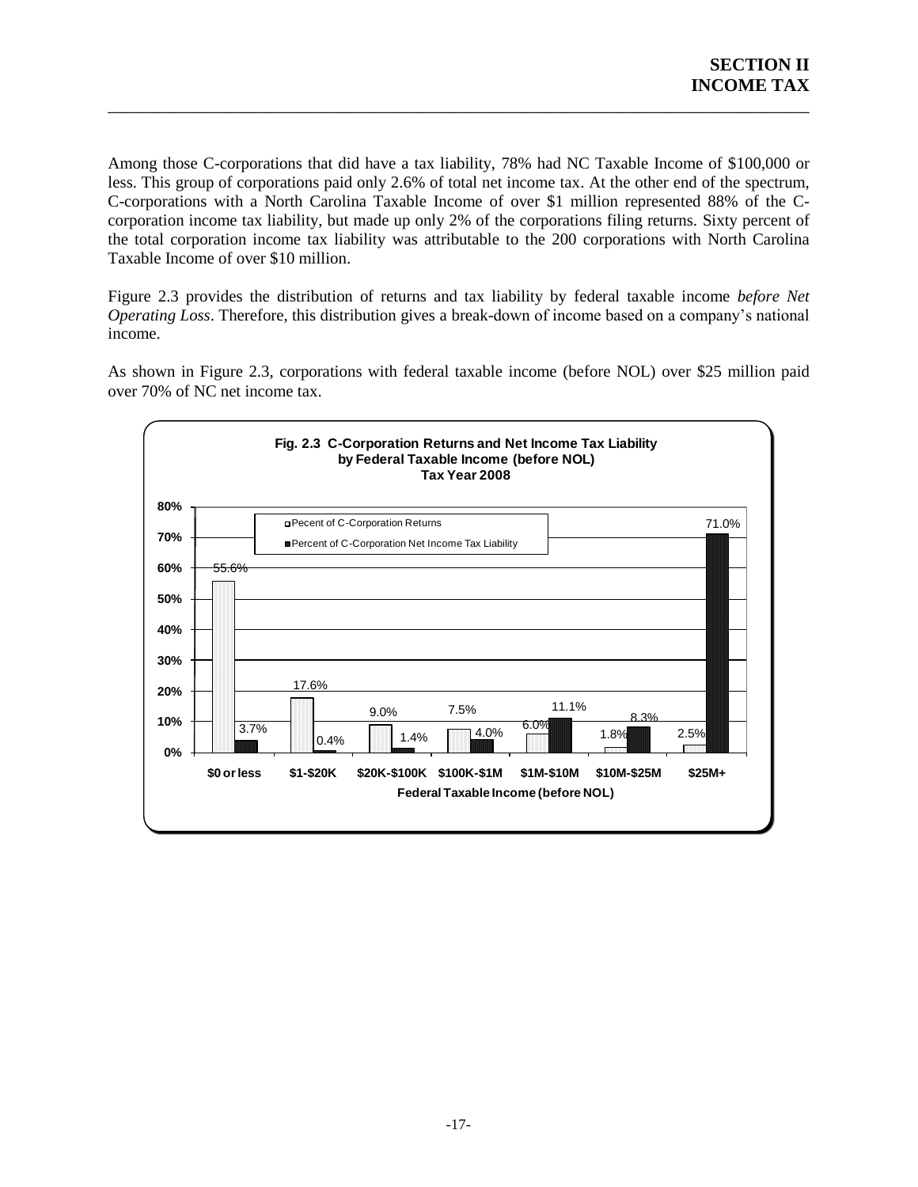Among those C-corporations that did have a tax liability, 78% had NC Taxable Income of $100,000 or less. This group of corporations paid only 2.6% of total net income tax. At the other end of the spectrum, C-corporations with a North Carolina Taxable Income of over $1 million represented 88% of the C-corporation income tax liability, but made up only 2% of the corporations filing returns. Sixty percent of the total corporation income tax liability was attributable to the 200 corporations with North Carolina Taxable Income of over $10 million.

Figure 2.3 provides the distribution of returns and tax liability by federal taxable income *before Net Operating Loss*. Therefore, this distribution gives a break-down of income based on a company's national income.

As shown in Figure 2.3, corporations with federal taxable income (before NOL) over $25 million paid over 70% of NC net income tax.

**Fig. 2.3 C-Corporation Returns and Net Income Tax Liability by Federal Taxable Income (before NOL) Tax Year 2008**

| Federal Taxable Income (before NOL) | Pecent of C-Corporation Returns | Percent of C-Corporation Net Income Tax Liability |
|---|---|---|
| $0 or less | 55.6% | 3.7% |
| $1-$20K | 17.6% | 0.4% |
| $20K-$100K | 9.0% | 1.4% |
| $100K-$1M | 7.5% | 4.0% |
| $1M-$10M | 6.0% | 11.1% |
| $10M-$25M | 1.8% | 8.3% |
| $25M+ | 2.5% | 71.0% |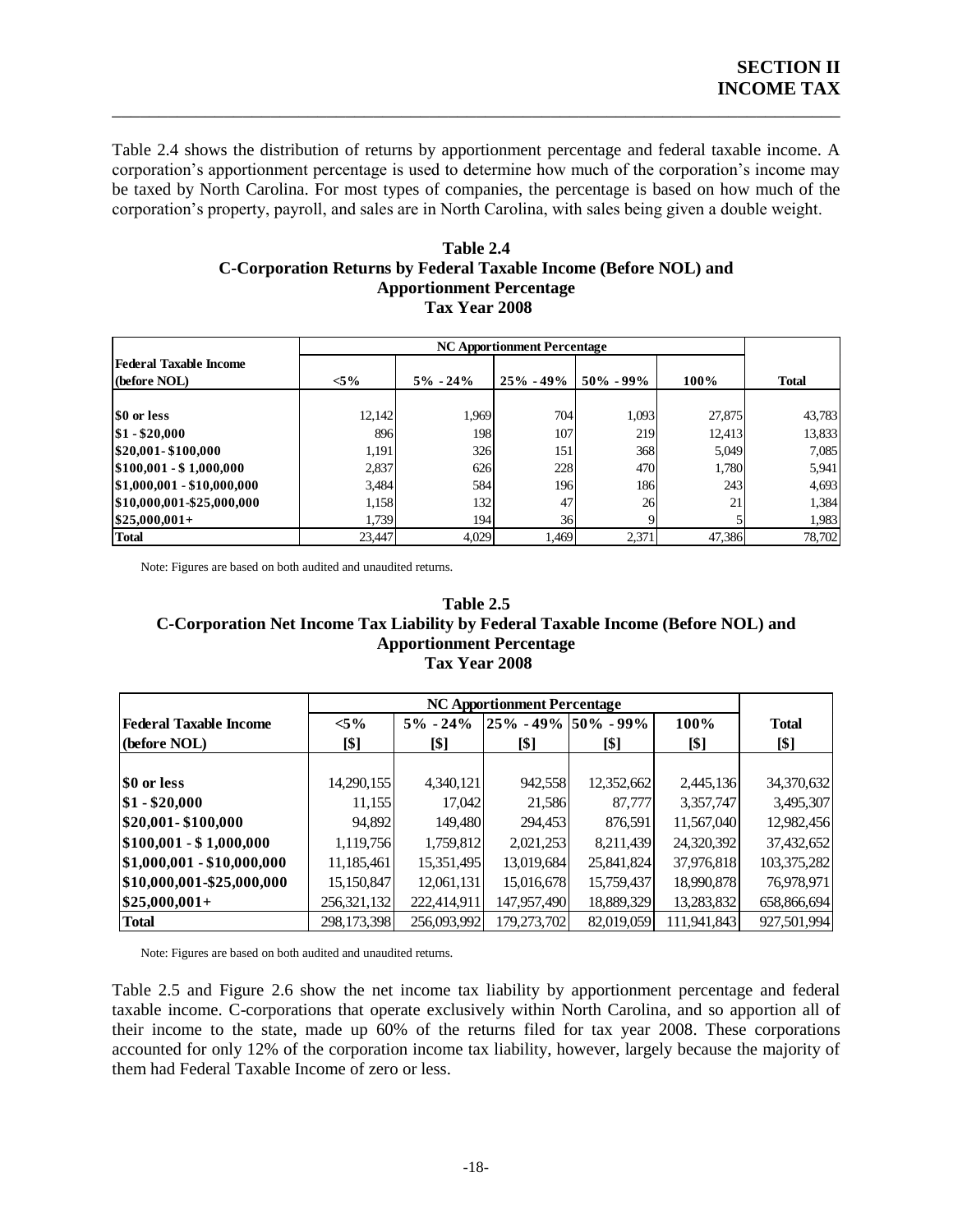Table 2.4 shows the distribution of returns by apportionment percentage and federal taxable income. A corporation's apportionment percentage is used to determine how much of the corporation's income may be taxed by North Carolina. For most types of companies, the percentage is based on how much of the corporation's property, payroll, and sales are in North Carolina, with sales being given a double weight.

**Table 2.4**
**C-Corporation Returns by Federal Taxable Income (Before NOL) and Apportionment Percentage**
**Tax Year 2008**

| | NC Apportionment Percentage | | | | | |
|---|---|---|---|---|---|---|
| **Federal Taxable Income (before NOL)** | **<5%** | **5% - 24%** | **25% - 49%** | **50% - 99%** | **100%** | **Total** |
| **$0 or less** | 12,142 | 1,969 | 704 | 1,093 | 27,875 | 43,783 |
| **$1 - $20,000** | 896 | 198 | 107 | 219 | 12,413 | 13,833 |
| **$20,001- $100,000** | 1,191 | 326 | 151 | 368 | 5,049 | 7,085 |
| **$100,001 - $ 1,000,000** | 2,837 | 626 | 228 | 470 | 1,780 | 5,941 |
| **$1,000,001 - $10,000,000** | 3,484 | 584 | 196 | 186 | 243 | 4,693 |
| **$10,000,001-$25,000,000** | 1,158 | 132 | 47 | 26 | 21 | 1,384 |
| **$25,000,001+** | 1,739 | 194 | 36 | 9 | 5 | 1,983 |
| **Total** | 23,447 | 4,029 | 1,469 | 2,371 | 47,386 | 78,702 |

Note: Figures are based on both audited and unaudited returns.

**Table 2.5**
**C-Corporation Net Income Tax Liability by Federal Taxable Income (Before NOL) and Apportionment Percentage**
**Tax Year 2008**

| | NC Apportionment Percentage | | | | | |
|---|---|---|---|---|---|---|
| **Federal Taxable Income (before NOL)** | **<5% [$]** | **5% - 24% [$]** | **25% - 49% [$]** | **50% - 99% [$]** | **100% [$]** | **Total [$]** |
| **$0 or less** | 14,290,155 | 4,340,121 | 942,558 | 12,352,662 | 2,445,136 | 34,370,632 |
| **$1 - $20,000** | 11,155 | 17,042 | 21,586 | 87,777 | 3,357,747 | 3,495,307 |
| **$20,001- $100,000** | 94,892 | 149,480 | 294,453 | 876,591 | 11,567,040 | 12,982,456 |
| **$100,001 - $ 1,000,000** | 1,119,756 | 1,759,812 | 2,021,253 | 8,211,439 | 24,320,392 | 37,432,652 |
| **$1,000,001 - $10,000,000** | 11,185,461 | 15,351,495 | 13,019,684 | 25,841,824 | 37,976,818 | 103,375,282 |
| **$10,000,001-$25,000,000** | 15,150,847 | 12,061,131 | 15,016,678 | 15,759,437 | 18,990,878 | 76,978,971 |
| **$25,000,001+** | 256,321,132 | 222,414,911 | 147,957,490 | 18,889,329 | 13,283,832 | 658,866,694 |
| **Total** | 298,173,398 | 256,093,992 | 179,273,702 | 82,019,059 | 111,941,843 | 927,501,994 |

Note: Figures are based on both audited and unaudited returns.

Table 2.5 and Figure 2.6 show the net income tax liability by apportionment percentage and federal taxable income. C-corporations that operate exclusively within North Carolina, and so apportion all of their income to the state, made up 60% of the returns filed for tax year 2008. These corporations accounted for only 12% of the corporation income tax liability, however, largely because the majority of them had Federal Taxable Income of zero or less.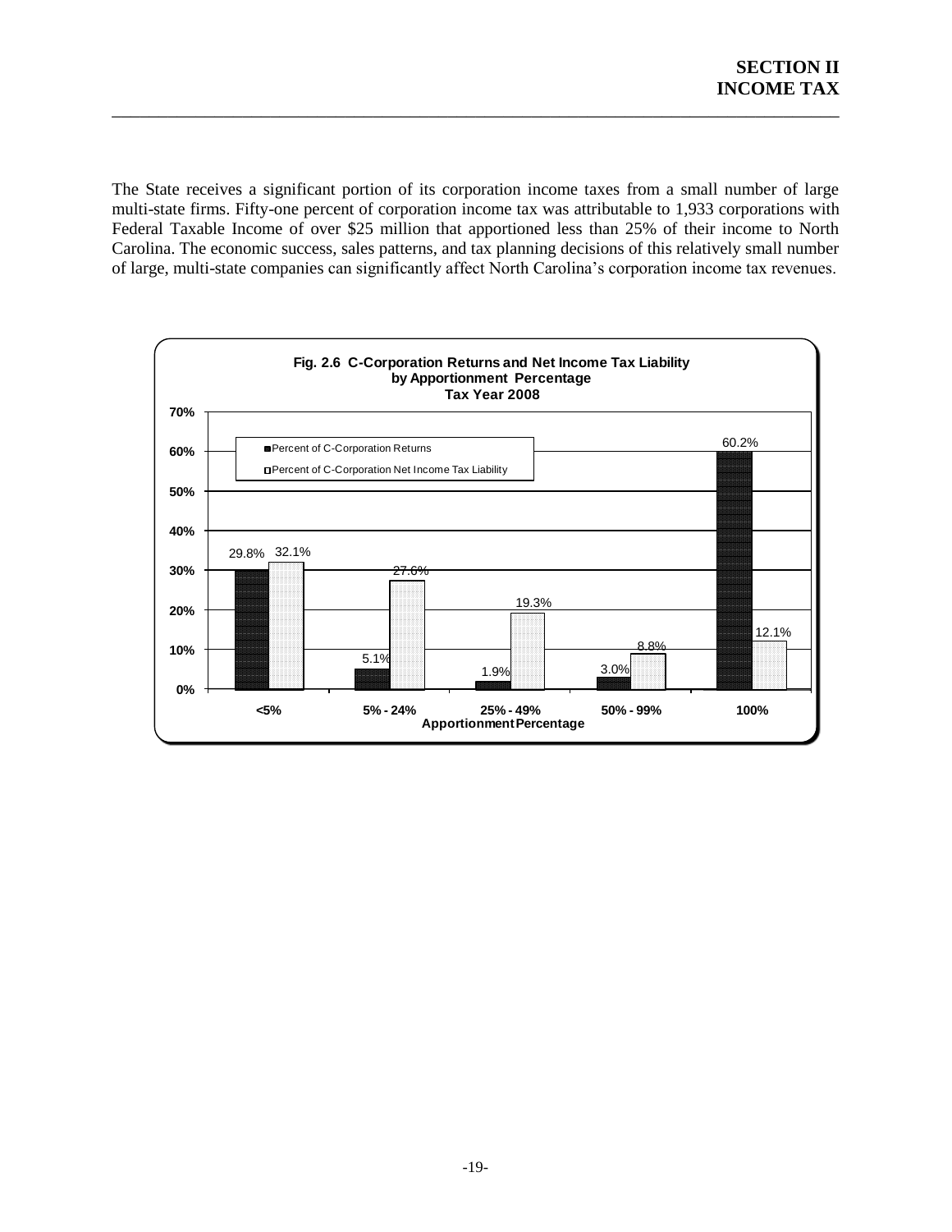The State receives a significant portion of its corporation income taxes from a small number of large multi-state firms. Fifty-one percent of corporation income tax was attributable to 1,933 corporations with Federal Taxable Income of over $25 million that apportioned less than 25% of their income to North Carolina. The economic success, sales patterns, and tax planning decisions of this relatively small number of large, multi-state companies can significantly affect North Carolina's corporation income tax revenues.

**Fig. 2.6 C-Corporation Returns and Net Income Tax Liability by Apportionment Percentage Tax Year 2008**

| Apportionment Percentage | Percent of C-Corporation Returns | Percent of C-Corporation Net Income Tax Liability |
| --- | --- | --- |
| <5% | 29.8% | 32.1% |
| 5% - 24% | 5.1% | 27.6% |
| 25% - 49% | 1.9% | 19.3% |
| 50% - 99% | 3.0% | 8.8% |
| 100% | 60.2% | 12.1% |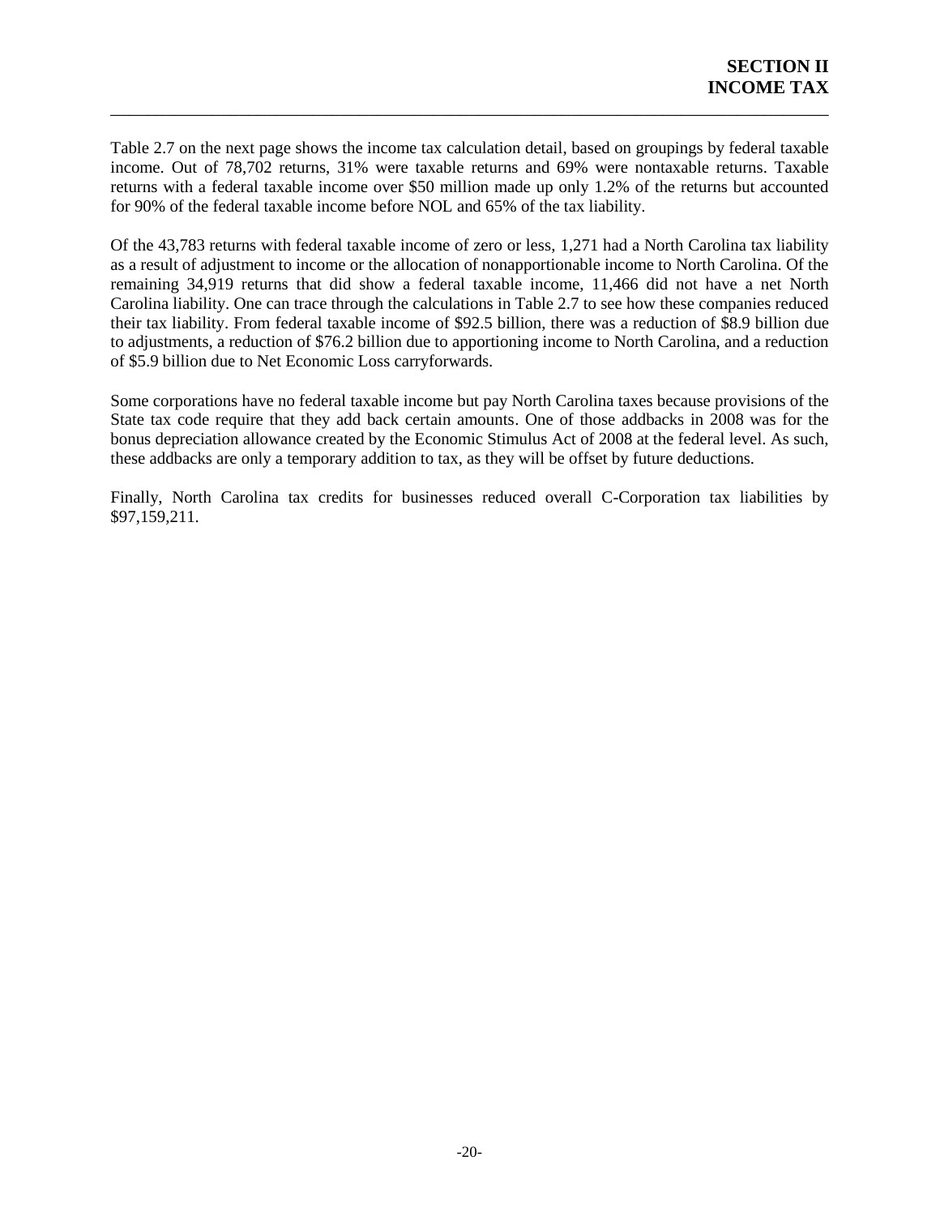Table 2.7 on the next page shows the income tax calculation detail, based on groupings by federal taxable income. Out of 78,702 returns, 31% were taxable returns and 69% were nontaxable returns. Taxable returns with a federal taxable income over $50 million made up only 1.2% of the returns but accounted for 90% of the federal taxable income before NOL and 65% of the tax liability.

Of the 43,783 returns with federal taxable income of zero or less, 1,271 had a North Carolina tax liability as a result of adjustment to income or the allocation of nonapportionable income to North Carolina. Of the remaining 34,919 returns that did show a federal taxable income, 11,466 did not have a net North Carolina liability. One can trace through the calculations in Table 2.7 to see how these companies reduced their tax liability. From federal taxable income of $92.5 billion, there was a reduction of $8.9 billion due to adjustments, a reduction of $76.2 billion due to apportioning income to North Carolina, and a reduction of $5.9 billion due to Net Economic Loss carryforwards.

Some corporations have no federal taxable income but pay North Carolina taxes because provisions of the State tax code require that they add back certain amounts. One of those addbacks in 2008 was for the bonus depreciation allowance created by the Economic Stimulus Act of 2008 at the federal level. As such, these addbacks are only a temporary addition to tax, as they will be offset by future deductions.

Finally, North Carolina tax credits for businesses reduced overall C-Corporation tax liabilities by $97,159,211.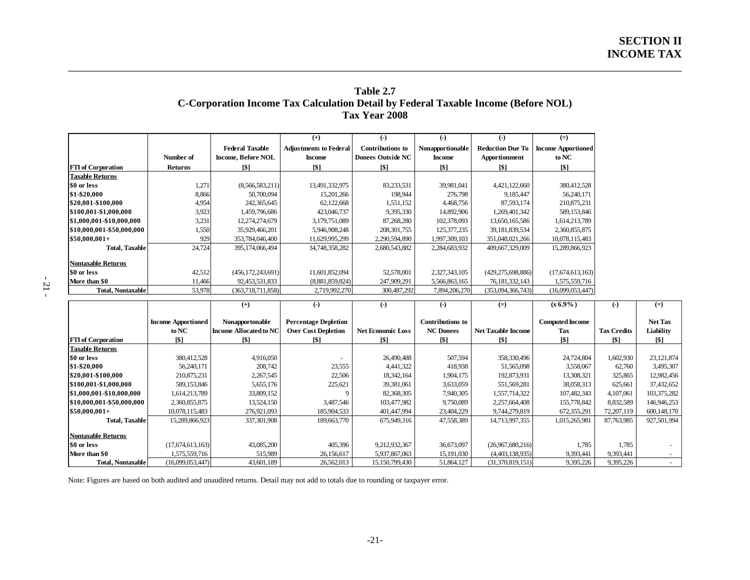# SECTION II
# INCOME TAX

## Table 2.7
## C-Corporation Income Tax Calculation Detail by Federal Taxable Income (Before NOL)
## Tax Year 2008

| FTI of Corporation | Number of Returns | Federal Taxable Income, Before NOL [$] | (+) Adjustments to Federal Income [$] | (-) Contributions to Donees Outside NC [$] | (-) Nonapportionable Income [$] | (-) Reduction Due To Apportionment [$] | (=) Income Apportioned to NC [$] |
|---|---|---|---|---|---|---|---|
| **Taxable Returns** | | | | | | | |
| $0 or less | 1,271 | (8,566,583,211) | 13,491,332,975 | 83,233,531 | 39,981,041 | 4,421,122,660 | 380,412,528 |
| $1-$20,000 | 8,866 | 50,700,094 | 15,201,266 | 198,944 | 276,798 | 9,185,447 | 56,240,171 |
| $20,001-$100,000 | 4,954 | 242,365,645 | 62,122,668 | 1,551,152 | 4,468,756 | 87,593,174 | 210,875,231 |
| $100,001-$1,000,000 | 3,923 | 1,459,796,686 | 423,046,737 | 9,395,330 | 14,892,906 | 1,269,401,342 | 589,153,846 |
| $1,000,001-$10,000,000 | 3,231 | 12,274,274,679 | 3,179,751,089 | 87,268,280 | 102,378,093 | 13,650,165,586 | 1,614,213,789 |
| $10,000,001-$50,000,000 | 1,550 | 35,929,466,201 | 5,946,908,248 | 208,301,755 | 125,377,235 | 39,181,839,534 | 2,360,855,875 |
| $50,000,001+ | 929 | 353,784,046,400 | 11,629,995,299 | 2,290,594,890 | 1,997,309,103 | 351,048,021,266 | 10,078,115,483 |
| **Total, Taxable** | 24,724 | 395,174,066,494 | 34,748,358,282 | 2,680,543,882 | 2,284,683,932 | 409,667,329,009 | 15,289,866,923 |
| **Nontaxable Returns** | | | | | | | |
| $0 or less | 42,512 | (456,172,243,691) | 11,601,852,094 | 52,578,001 | 2,327,343,105 | (429,275,698,886) | (17,674,613,163) |
| More than $0 | 11,466 | 92,453,531,833 | (8,881,859,824) | 247,909,291 | 5,566,863,165 | 76,181,332,143 | 1,575,559,716 |
| **Total, Nontaxable** | 53,978 | (363,718,711,858) | 2,719,992,270 | 300,487,292 | 7,894,206,270 | (353,094,366,743) | (16,099,053,447) |

| FTI of Corporation | Income Apportioned to NC [$] | (+) Nonapportonable Income Allocated to NC [$] | (-) Percentage Depletion Over Cost Depletion [$] | (-) Net Economic Loss [$] | (-) Contributions to NC Donees [$] | (=) Net Taxable Income [$] | (x 6.9%) Computed Income Tax [$] | (-) Tax Credits [$] | (=) Net Tax Liability [$] |
|---|---|---|---|---|---|---|---|---|---|
| **Taxable Returns** | | | | | | | | | |
| $0 or less | 380,412,528 | 4,916,050 | - | 26,490,488 | 507,594 | 358,330,496 | 24,724,804 | 1,602,930 | 23,121,874 |
| $1-$20,000 | 56,240,171 | 208,742 | 23,555 | 4,441,322 | 418,938 | 51,565,098 | 3,558,067 | 62,760 | 3,495,307 |
| $20,001-$100,000 | 210,875,231 | 2,267,545 | 22,506 | 18,342,164 | 1,904,175 | 192,873,931 | 13,308,321 | 325,865 | 12,982,456 |
| $100,001-$1,000,000 | 589,153,846 | 5,655,176 | 225,621 | 39,381,061 | 3,633,059 | 551,569,281 | 38,058,313 | 625,661 | 37,432,652 |
| $1,000,001-$10,000,000 | 1,614,213,789 | 33,809,152 | 9 | 82,368,305 | 7,940,305 | 1,557,714,322 | 107,482,343 | 4,107,061 | 103,375,282 |
| $10,000,001-$50,000,000 | 2,360,855,875 | 13,524,150 | 3,487,546 | 103,477,982 | 9,750,089 | 2,257,664,408 | 155,778,842 | 8,832,589 | 146,946,253 |
| $50,000,001+ | 10,078,115,483 | 276,921,093 | 185,904,533 | 401,447,994 | 23,404,229 | 9,744,279,819 | 672,355,291 | 72,207,119 | 600,148,170 |
| **Total, Taxable** | 15,289,866,923 | 337,301,908 | 189,663,770 | 675,949,316 | 47,558,389 | 14,713,997,355 | 1,015,265,981 | 87,763,985 | 927,501,994 |
| **Nontaxable Returns** | | | | | | | | | |
| $0 or less | (17,674,613,163) | 43,085,200 | 405,396 | 9,212,932,367 | 36,673,097 | (26,967,680,216) | 1,785 | 1,785 | - |
| More than $0 | 1,575,559,716 | 515,989 | 26,156,617 | 5,937,867,063 | 15,191,030 | (4,403,138,935) | 9,393,441 | 9,393,441 | - |
| **Total, Nontaxable** | (16,099,053,447) | 43,601,189 | 26,562,013 | 15,150,799,430 | 51,864,127 | (31,370,819,151) | 9,395,226 | 9,395,226 | - |

Note: Figures are based on both audited and unaudited returns. Detail may not add to totals due to rounding or taxpayer error.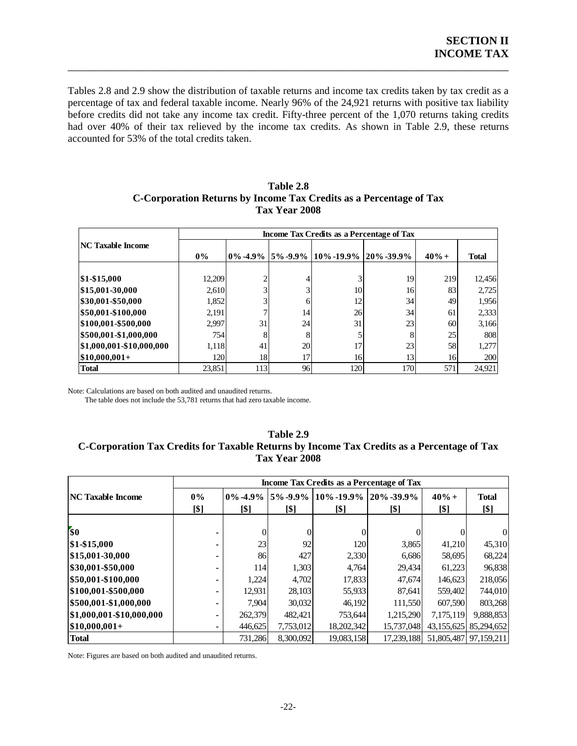## SECTION II
## INCOME TAX

Tables 2.8 and 2.9 show the distribution of taxable returns and income tax credits taken by tax credit as a percentage of tax and federal taxable income. Nearly 96% of the 24,921 returns with positive tax liability before credits did not take any income tax credit. Fifty-three percent of the 1,070 returns taking credits had over 40% of their tax relieved by the income tax credits. As shown in Table 2.9, these returns accounted for 53% of the total credits taken.

**Table 2.8**
**C-Corporation Returns by Income Tax Credits as a Percentage of Tax**
**Tax Year 2008**

| NC Taxable Income | Income Tax Credits as a Percentage of Tax | | | | | | |
|---|---|---|---|---|---|---|---|
| | 0% | 0%-4.9% | 5%-9.9% | 10%-19.9% | 20%-39.9% | 40%+ | Total |
| $1-$15,000 | 12,209 | 2 | 4 | 3 | 19 | 219 | 12,456 |
| $15,001-30,000 | 2,610 | 3 | 3 | 10 | 16 | 83 | 2,725 |
| $30,001-$50,000 | 1,852 | 3 | 6 | 12 | 34 | 49 | 1,956 |
| $50,001-$100,000 | 2,191 | 7 | 14 | 26 | 34 | 61 | 2,333 |
| $100,001-$500,000 | 2,997 | 31 | 24 | 31 | 23 | 60 | 3,166 |
| $500,001-$1,000,000 | 754 | 8 | 8 | 5 | 8 | 25 | 808 |
| $1,000,001-$10,000,000 | 1,118 | 41 | 20 | 17 | 23 | 58 | 1,277 |
| $10,000,001+ | 120 | 18 | 17 | 16 | 13 | 16 | 200 |
| **Total** | 23,851 | 113 | 96 | 120 | 170 | 571 | 24,921 |

Note: Calculations are based on both audited and unaudited returns.
The table does not include the 53,781 returns that had zero taxable income.

**Table 2.9**
**C-Corporation Tax Credits for Taxable Returns by Income Tax Credits as a Percentage of Tax**
**Tax Year 2008**

| NC Taxable Income | Income Tax Credits as a Percentage of Tax | | | | | | |
|---|---|---|---|---|---|---|---|
| | 0% [$] | 0%-4.9% [$] | 5%-9.9% [$] | 10%-19.9% [$] | 20%-39.9% [$] | 40%+ [$] | Total [$] |
| $0 | - | 0 | 0 | 0 | 0 | 0 | 0 |
| $1-$15,000 | - | 23 | 92 | 120 | 3,865 | 41,210 | 45,310 |
| $15,001-30,000 | - | 86 | 427 | 2,330 | 6,686 | 58,695 | 68,224 |
| $30,001-$50,000 | - | 114 | 1,303 | 4,764 | 29,434 | 61,223 | 96,838 |
| $50,001-$100,000 | - | 1,224 | 4,702 | 17,833 | 47,674 | 146,623 | 218,056 |
| $100,001-$500,000 | - | 12,931 | 28,103 | 55,933 | 87,641 | 559,402 | 744,010 |
| $500,001-$1,000,000 | - | 7,904 | 30,032 | 46,192 | 111,550 | 607,590 | 803,268 |
| $1,000,001-$10,000,000 | - | 262,379 | 482,421 | 753,644 | 1,215,290 | 7,175,119 | 9,888,853 |
| $10,000,001+ | - | 446,625 | 7,753,012 | 18,202,342 | 15,737,048 | 43,155,625 | 85,294,652 |
| **Total** | | 731,286 | 8,300,092 | 19,083,158 | 17,239,188 | 51,805,487 | 97,159,211 |

Note: Figures are based on both audited and unaudited returns.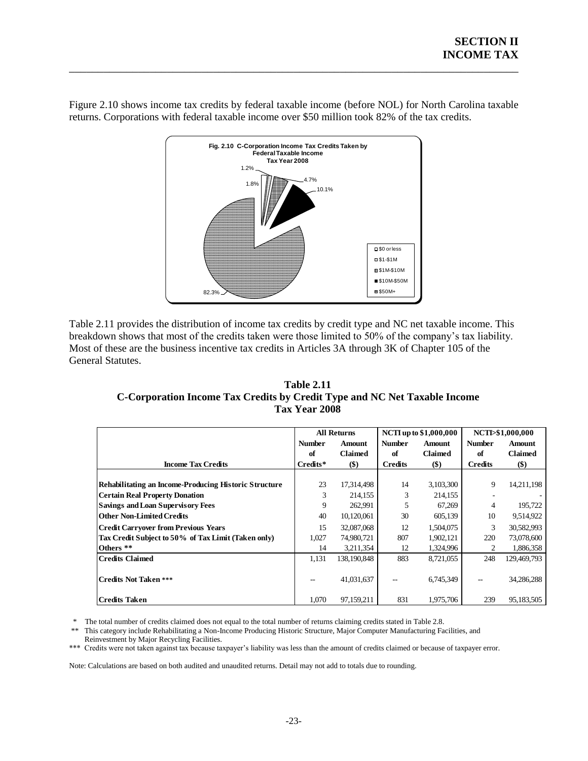Figure 2.10 shows income tax credits by federal taxable income (before NOL) for North Carolina taxable returns. Corporations with federal taxable income over $50 million took 82% of the tax credits.

**Fig. 2.10 C-Corporation Income Tax Credits Taken by Federal Taxable Income Tax Year 2008**

| Federal Taxable Income | Share |
|---|---|
| $0 or less | 1.8% |
| $1-$1M | 1.2% |
| $1M-$10M | 4.7% |
| $10M-$50M | 10.1% |
| $50M+ | 82.3% |

Table 2.11 provides the distribution of income tax credits by credit type and NC net taxable income. This breakdown shows that most of the credits taken were those limited to 50% of the company's tax liability. Most of these are the business incentive tax credits in Articles 3A through 3K of Chapter 105 of the General Statutes.

**Table 2.11**
**C-Corporation Income Tax Credits by Credit Type and NC Net Taxable Income**
**Tax Year 2008**

| | All Returns | | NCTI up to $1,000,000 | | NCTI>$1,000,000 | |
|---|---|---|---|---|---|---|
| **Income Tax Credits** | **Number of Credits*** | **Amount Claimed ($)** | **Number of Credits** | **Amount Claimed ($)** | **Number of Credits** | **Amount Claimed ($)** |
| **Rehabilitating an Income-Producing Historic Structure** | 23 | 17,314,498 | 14 | 3,103,300 | 9 | 14,211,198 |
| **Certain Real Property Donation** | 3 | 214,155 | 3 | 214,155 | - | - |
| **Savings and Loan Supervisory Fees** | 9 | 262,991 | 5 | 67,269 | 4 | 195,722 |
| **Other Non-Limited Credits** | 40 | 10,120,061 | 30 | 605,139 | 10 | 9,514,922 |
| **Credit Carryover from Previous Years** | 15 | 32,087,068 | 12 | 1,504,075 | 3 | 30,582,993 |
| **Tax Credit Subject to 50% of Tax Limit (Taken only)** | 1,027 | 74,980,721 | 807 | 1,902,121 | 220 | 73,078,600 |
| **Others \*\*** | 14 | 3,211,354 | 12 | 1,324,996 | 2 | 1,886,358 |
| **Credits Claimed** | 1,131 | 138,190,848 | 883 | 8,721,055 | 248 | 129,469,793 |
| **Credits Not Taken \*\*\*** | -- | 41,031,637 | -- | 6,745,349 | -- | 34,286,288 |
| **Credits Taken** | 1,070 | 97,159,211 | 831 | 1,975,706 | 239 | 95,183,505 |

\* The total number of credits claimed does not equal to the total number of returns claiming credits stated in Table 2.8.

\*\* This category include Rehabilitating a Non-Income Producing Historic Structure, Major Computer Manufacturing Facilities, and Reinvestment by Major Recycling Facilities.

\*\*\* Credits were not taken against tax because taxpayer's liability was less than the amount of credits claimed or because of taxpayer error.

Note: Calculations are based on both audited and unaudited returns. Detail may not add to totals due to rounding.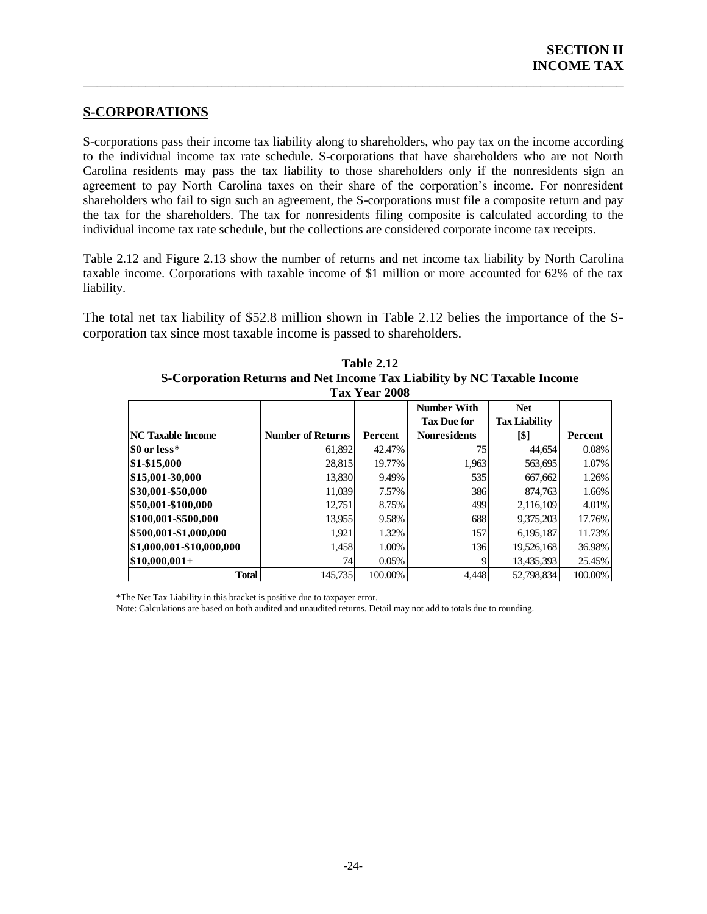## S-CORPORATIONS

S-corporations pass their income tax liability along to shareholders, who pay tax on the income according to the individual income tax rate schedule. S-corporations that have shareholders who are not North Carolina residents may pass the tax liability to those shareholders only if the nonresidents sign an agreement to pay North Carolina taxes on their share of the corporation's income. For nonresident shareholders who fail to sign such an agreement, the S-corporations must file a composite return and pay the tax for the shareholders. The tax for nonresidents filing composite is calculated according to the individual income tax rate schedule, but the collections are considered corporate income tax receipts.

Table 2.12 and Figure 2.13 show the number of returns and net income tax liability by North Carolina taxable income. Corporations with taxable income of $1 million or more accounted for 62% of the tax liability.

The total net tax liability of $52.8 million shown in Table 2.12 belies the importance of the S-corporation tax since most taxable income is passed to shareholders.

**Table 2.12**
**S-Corporation Returns and Net Income Tax Liability by NC Taxable Income**
**Tax Year 2008**

| NC Taxable Income | Number of Returns | Percent | Number With Tax Due for Nonresidents | Net Tax Liability [$] | Percent |
|---|---|---|---|---|---|
| $0 or less* | 61,892 | 42.47% | 75 | 44,654 | 0.08% |
| $1-$15,000 | 28,815 | 19.77% | 1,963 | 563,695 | 1.07% |
| $15,001-30,000 | 13,830 | 9.49% | 535 | 667,662 | 1.26% |
| $30,001-$50,000 | 11,039 | 7.57% | 386 | 874,763 | 1.66% |
| $50,001-$100,000 | 12,751 | 8.75% | 499 | 2,116,109 | 4.01% |
| $100,001-$500,000 | 13,955 | 9.58% | 688 | 9,375,203 | 17.76% |
| $500,001-$1,000,000 | 1,921 | 1.32% | 157 | 6,195,187 | 11.73% |
| $1,000,001-$10,000,000 | 1,458 | 1.00% | 136 | 19,526,168 | 36.98% |
| $10,000,001+ | 74 | 0.05% | 9 | 13,435,393 | 25.45% |
| **Total** | 145,735 | 100.00% | 4,448 | 52,798,834 | 100.00% |

*The Net Tax Liability in this bracket is positive due to taxpayer error.

Note: Calculations are based on both audited and unaudited returns. Detail may not add to totals due to rounding.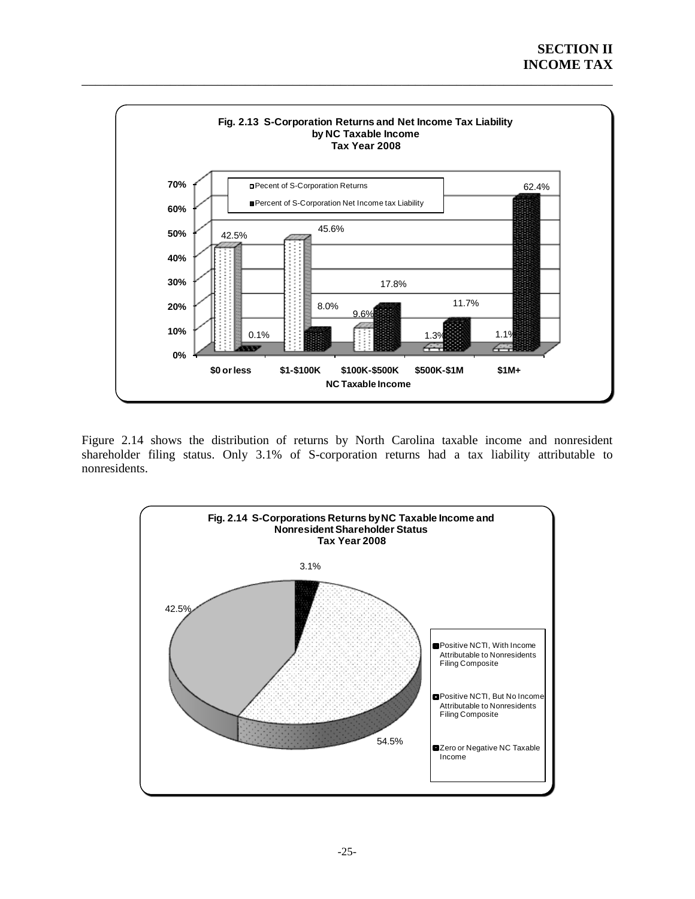**Fig. 2.13 S-Corporation Returns and Net Income Tax Liability by NC Taxable Income Tax Year 2008**

| NC Taxable Income | Pecent of S-Corporation Returns | Percent of S-Corporation Net Income tax Liability |
|---|---|---|
| $0 or less | 42.5% | 0.1% |
| $1-$100K | 45.6% | 8.0% |
| $100K-$500K | 9.6% | 17.8% |
| $500K-$1M | 1.3% | 11.7% |
| $1M+ | 1.1% | 62.4% |

Figure 2.14 shows the distribution of returns by North Carolina taxable income and nonresident shareholder filing status. Only 3.1% of S-corporation returns had a tax liability attributable to nonresidents.

**Fig. 2.14 S-Corporations Returns by NC Taxable Income and Nonresident Shareholder Status Tax Year 2008**

| Category | Percent |
|---|---|
| Positive NCTI, With Income Attributable to Nonresidents Filing Composite | 3.1% |
| Positive NCTI, But No Income Attributable to Nonresidents Filing Composite | 54.5% |
| Zero or Negative NC Taxable Income | 42.5% |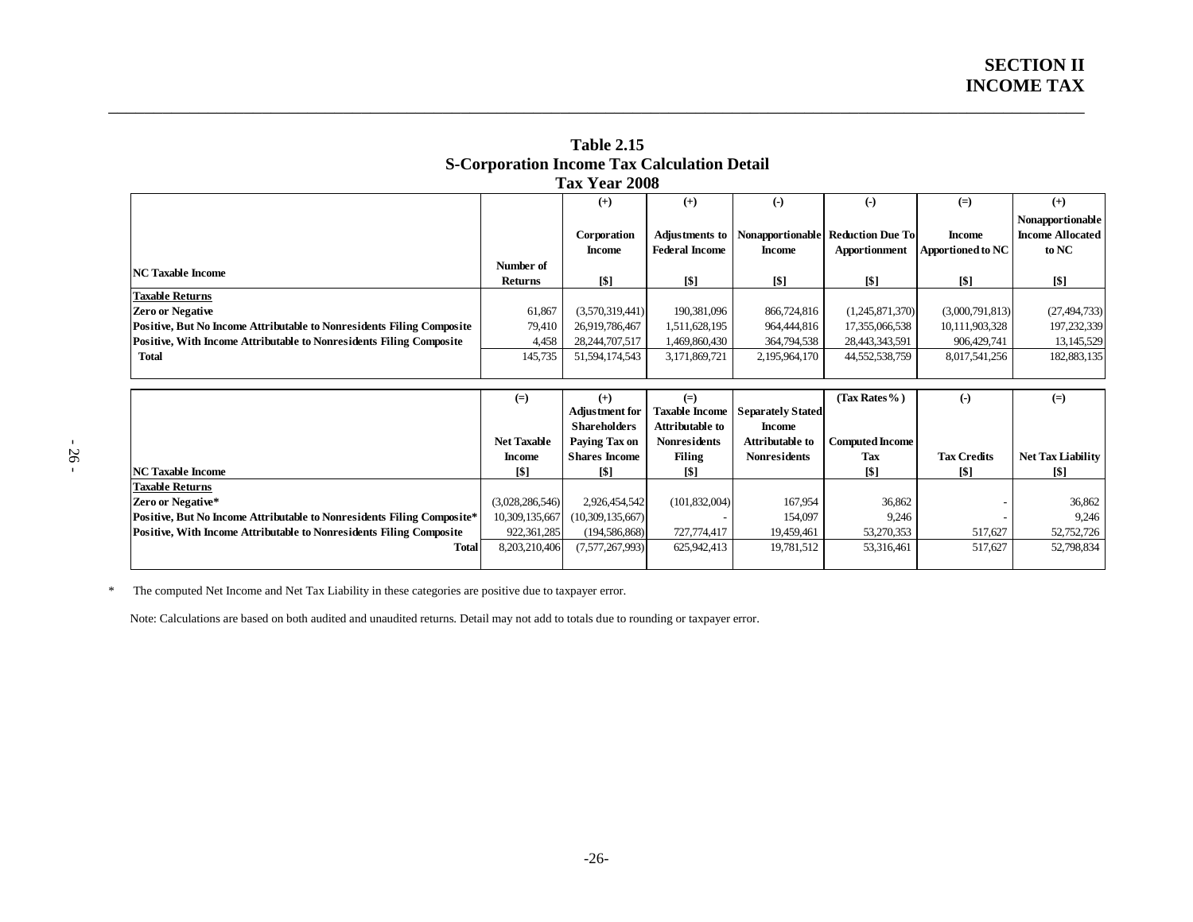## Table 2.15
## S-Corporation Income Tax Calculation Detail
## Tax Year 2008

| NC Taxable Income | Number of Returns | (+) Corporation Income [$] | (+) Adjustments to Federal Income [$] | (-) Nonapportionable Income [$] | (-) Reduction Due To Apportionment [$] | (=) Income Apportioned to NC [$] | (+) Nonapportionable Income Allocated to NC [$] |
|---|---|---|---|---|---|---|---|
| **Taxable Returns** | | | | | | | |
| **Zero or Negative** | 61,867 | (3,570,319,441) | 190,381,096 | 866,724,816 | (1,245,871,370) | (3,000,791,813) | (27,494,733) |
| **Positive, But No Income Attributable to Nonresidents Filing Composite** | 79,410 | 26,919,786,467 | 1,511,628,195 | 964,444,816 | 17,355,066,538 | 10,111,903,328 | 197,232,339 |
| **Positive, With Income Attributable to Nonresidents Filing Composite** | 4,458 | 28,244,707,517 | 1,469,860,430 | 364,794,538 | 28,443,343,591 | 906,429,741 | 13,145,529 |
| **Total** | 145,735 | 51,594,174,543 | 3,171,869,721 | 2,195,964,170 | 44,552,538,759 | 8,017,541,256 | 182,883,135 |

| NC Taxable Income | (=) Net Taxable Income [$] | (+) Adjustment for Shareholders Paying Tax on Shares Income [$] | (=) Taxable Income Attributable to Nonresidents Filing [$] | Separately Stated Income Attributable to Nonresidents | (Tax Rates %) Computed Income Tax [$] | (-) Tax Credits [$] | (=) Net Tax Liability [$] |
|---|---|---|---|---|---|---|---|
| **Taxable Returns** | | | | | | | |
| **Zero or Negative*** | (3,028,286,546) | 2,926,454,542 | (101,832,004) | 167,954 | 36,862 | - | 36,862 |
| **Positive, But No Income Attributable to Nonresidents Filing Composite*** | 10,309,135,667 | (10,309,135,667) | - | 154,097 | 9,246 | - | 9,246 |
| **Positive, With Income Attributable to Nonresidents Filing Composite** | 922,361,285 | (194,586,868) | 727,774,417 | 19,459,461 | 53,270,353 | 517,627 | 52,752,726 |
| **Total** | 8,203,210,406 | (7,577,267,993) | 625,942,413 | 19,781,512 | 53,316,461 | 517,627 | 52,798,834 |

\* The computed Net Income and Net Tax Liability in these categories are positive due to taxpayer error.

Note: Calculations are based on both audited and unaudited returns. Detail may not add to totals due to rounding or taxpayer error.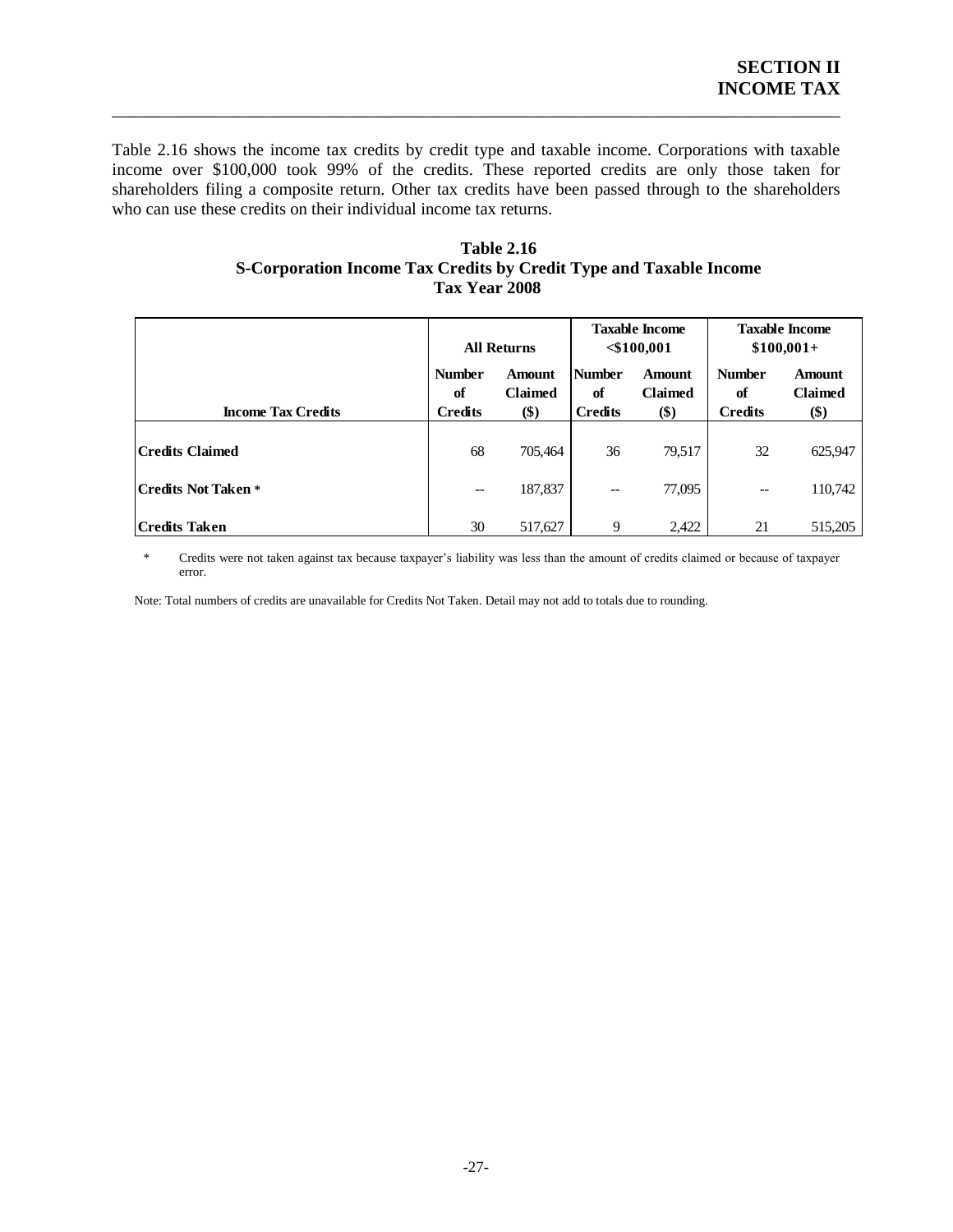Table 2.16 shows the income tax credits by credit type and taxable income. Corporations with taxable income over $100,000 took 99% of the credits. These reported credits are only those taken for shareholders filing a composite return. Other tax credits have been passed through to the shareholders who can use these credits on their individual income tax returns.

**Table 2.16**
**S-Corporation Income Tax Credits by Credit Type and Taxable Income**
**Tax Year 2008**

| | All Returns | | Taxable Income <$100,001 | | Taxable Income $100,001+ | |
|---|---|---|---|---|---|---|
| **Income Tax Credits** | **Number of Credits** | **Amount Claimed ($)** | **Number of Credits** | **Amount Claimed ($)** | **Number of Credits** | **Amount Claimed ($)** |
| **Credits Claimed** | 68 | 705,464 | 36 | 79,517 | 32 | 625,947 |
| **Credits Not Taken** * | -- | 187,837 | -- | 77,095 | -- | 110,742 |
| **Credits Taken** | 30 | 517,627 | 9 | 2,422 | 21 | 515,205 |

\* Credits were not taken against tax because taxpayer's liability was less than the amount of credits claimed or because of taxpayer error.

Note: Total numbers of credits are unavailable for Credits Not Taken. Detail may not add to totals due to rounding.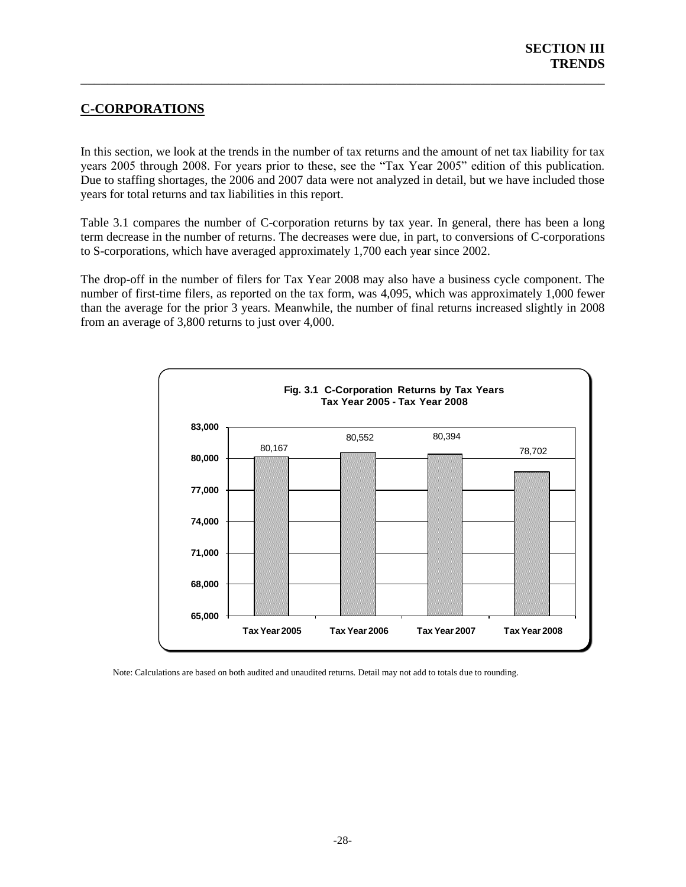## C-CORPORATIONS

In this section, we look at the trends in the number of tax returns and the amount of net tax liability for tax years 2005 through 2008. For years prior to these, see the "Tax Year 2005" edition of this publication. Due to staffing shortages, the 2006 and 2007 data were not analyzed in detail, but we have included those years for total returns and tax liabilities in this report.

Table 3.1 compares the number of C-corporation returns by tax year. In general, there has been a long term decrease in the number of returns. The decreases were due, in part, to conversions of C-corporations to S-corporations, which have averaged approximately 1,700 each year since 2002.

The drop-off in the number of filers for Tax Year 2008 may also have a business cycle component. The number of first-time filers, as reported on the tax form, was 4,095, which was approximately 1,000 fewer than the average for the prior 3 years. Meanwhile, the number of final returns increased slightly in 2008 from an average of 3,800 returns to just over 4,000.

**Fig. 3.1 C-Corporation Returns by Tax Years**
**Tax Year 2005 - Tax Year 2008**

| Tax Year | Returns |
|---|---|
| Tax Year 2005 | 80,167 |
| Tax Year 2006 | 80,552 |
| Tax Year 2007 | 80,394 |
| Tax Year 2008 | 78,702 |

Note: Calculations are based on both audited and unaudited returns. Detail may not add to totals due to rounding.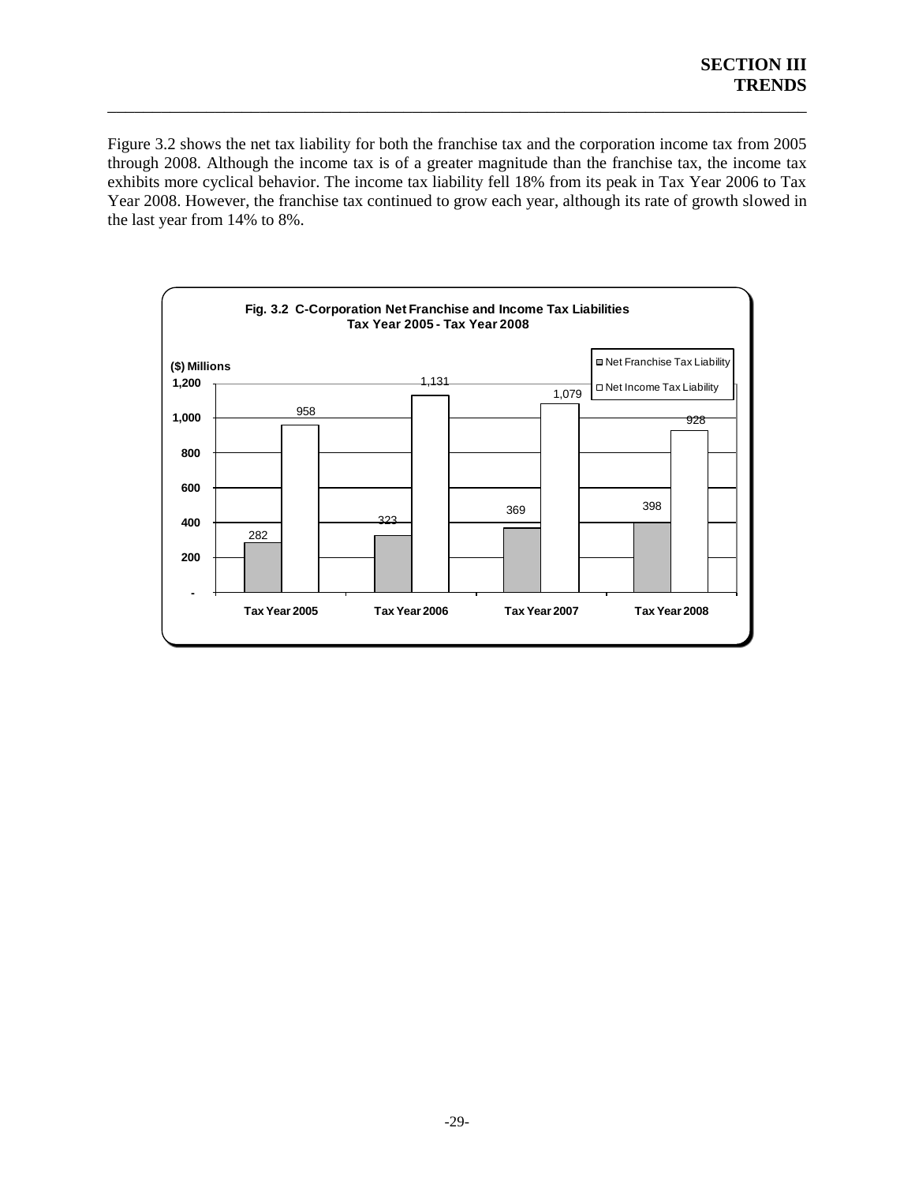Figure 3.2 shows the net tax liability for both the franchise tax and the corporation income tax from 2005 through 2008. Although the income tax is of a greater magnitude than the franchise tax, the income tax exhibits more cyclical behavior. The income tax liability fell 18% from its peak in Tax Year 2006 to Tax Year 2008. However, the franchise tax continued to grow each year, although its rate of growth slowed in the last year from 14% to 8%.

**Fig. 3.2 C-Corporation Net Franchise and Income Tax Liabilities**
**Tax Year 2005 - Tax Year 2008**

($) Millions

| | Net Franchise Tax Liability | Net Income Tax Liability |
|---|---|---|
| Tax Year 2005 | 282 | 958 |
| Tax Year 2006 | 323 | 1,131 |
| Tax Year 2007 | 369 | 1,079 |
| Tax Year 2008 | 398 | 928 |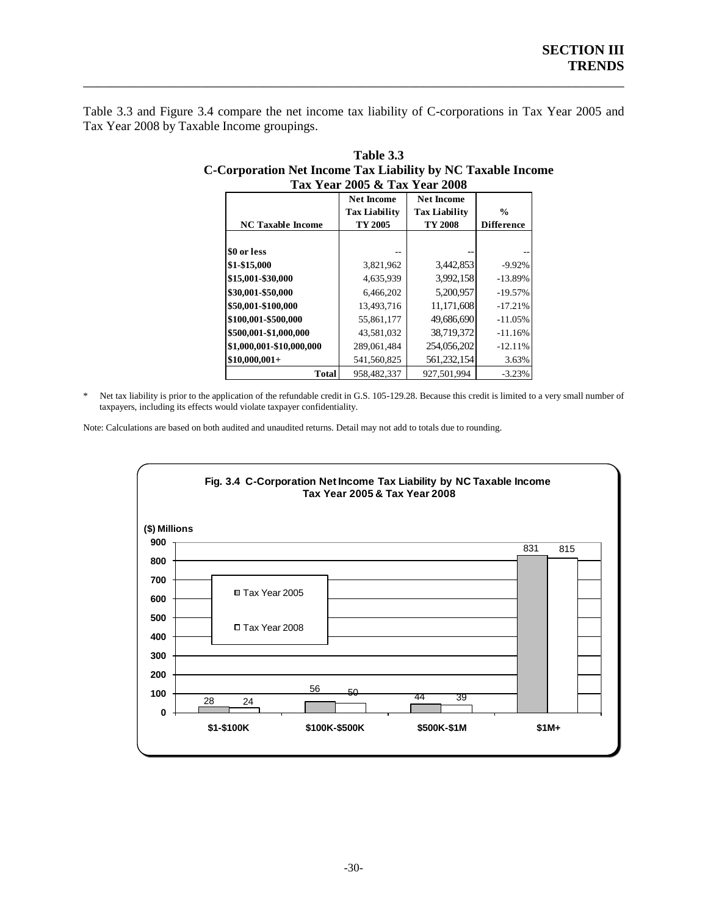Table 3.3 and Figure 3.4 compare the net income tax liability of C-corporations in Tax Year 2005 and Tax Year 2008 by Taxable Income groupings.

**Table 3.3**
**C-Corporation Net Income Tax Liability by NC Taxable Income**
**Tax Year 2005 & Tax Year 2008**

| NC Taxable Income | Net Income Tax Liability TY 2005 | Net Income Tax Liability TY 2008 | % Difference |
|---|---|---|---|
| $0 or less | -- | -- | -- |
| $1-$15,000 | 3,821,962 | 3,442,853 | -9.92% |
| $15,001-$30,000 | 4,635,939 | 3,992,158 | -13.89% |
| $30,001-$50,000 | 6,466,202 | 5,200,957 | -19.57% |
| $50,001-$100,000 | 13,493,716 | 11,171,608 | -17.21% |
| $100,001-$500,000 | 55,861,177 | 49,686,690 | -11.05% |
| $500,001-$1,000,000 | 43,581,032 | 38,719,372 | -11.16% |
| $1,000,001-$10,000,000 | 289,061,484 | 254,056,202 | -12.11% |
| $10,000,001+ | 541,560,825 | 561,232,154 | 3.63% |
| **Total** | 958,482,337 | 927,501,994 | -3.23% |

\* Net tax liability is prior to the application of the refundable credit in G.S. 105-129.28. Because this credit is limited to a very small number of taxpayers, including its effects would violate taxpayer confidentiality.

Note: Calculations are based on both audited and unaudited returns. Detail may not add to totals due to rounding.

**Fig. 3.4 C-Corporation Net Income Tax Liability by NC Taxable Income**
**Tax Year 2005 & Tax Year 2008**

($) Millions

| | $1-$100K | $100K-$500K | $500K-$1M | $1M+ |
|---|---|---|---|---|
| Tax Year 2005 | 28 | 56 | 44 | 831 |
| Tax Year 2008 | 24 | 50 | 39 | 815 |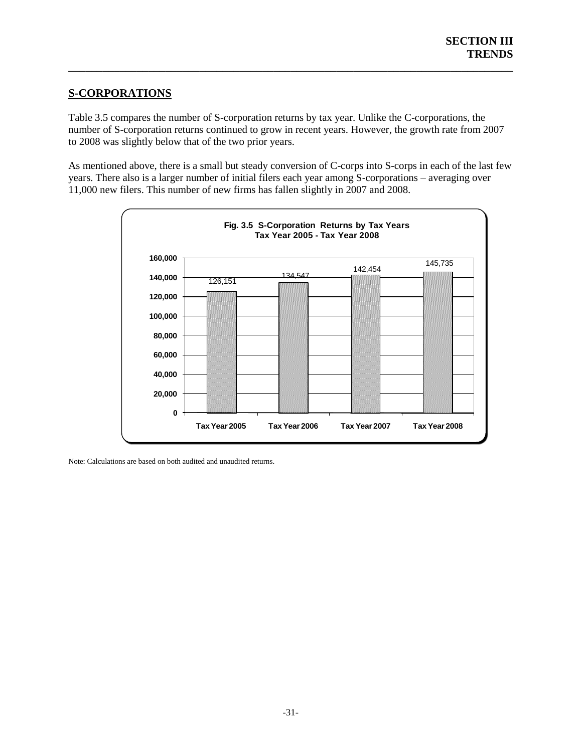## S-CORPORATIONS

Table 3.5 compares the number of S-corporation returns by tax year. Unlike the C-corporations, the number of S-corporation returns continued to grow in recent years. However, the growth rate from 2007 to 2008 was slightly below that of the two prior years.

As mentioned above, there is a small but steady conversion of C-corps into S-corps in each of the last few years. There also is a larger number of initial filers each year among S-corporations – averaging over 11,000 new filers. This number of new firms has fallen slightly in 2007 and 2008.

**Fig. 3.5 S-Corporation Returns by Tax Years**
**Tax Year 2005 - Tax Year 2008**

| Tax Year | Returns |
|---|---|
| Tax Year 2005 | 126,151 |
| Tax Year 2006 | 134,547 |
| Tax Year 2007 | 142,454 |
| Tax Year 2008 | 145,735 |

Note: Calculations are based on both audited and unaudited returns.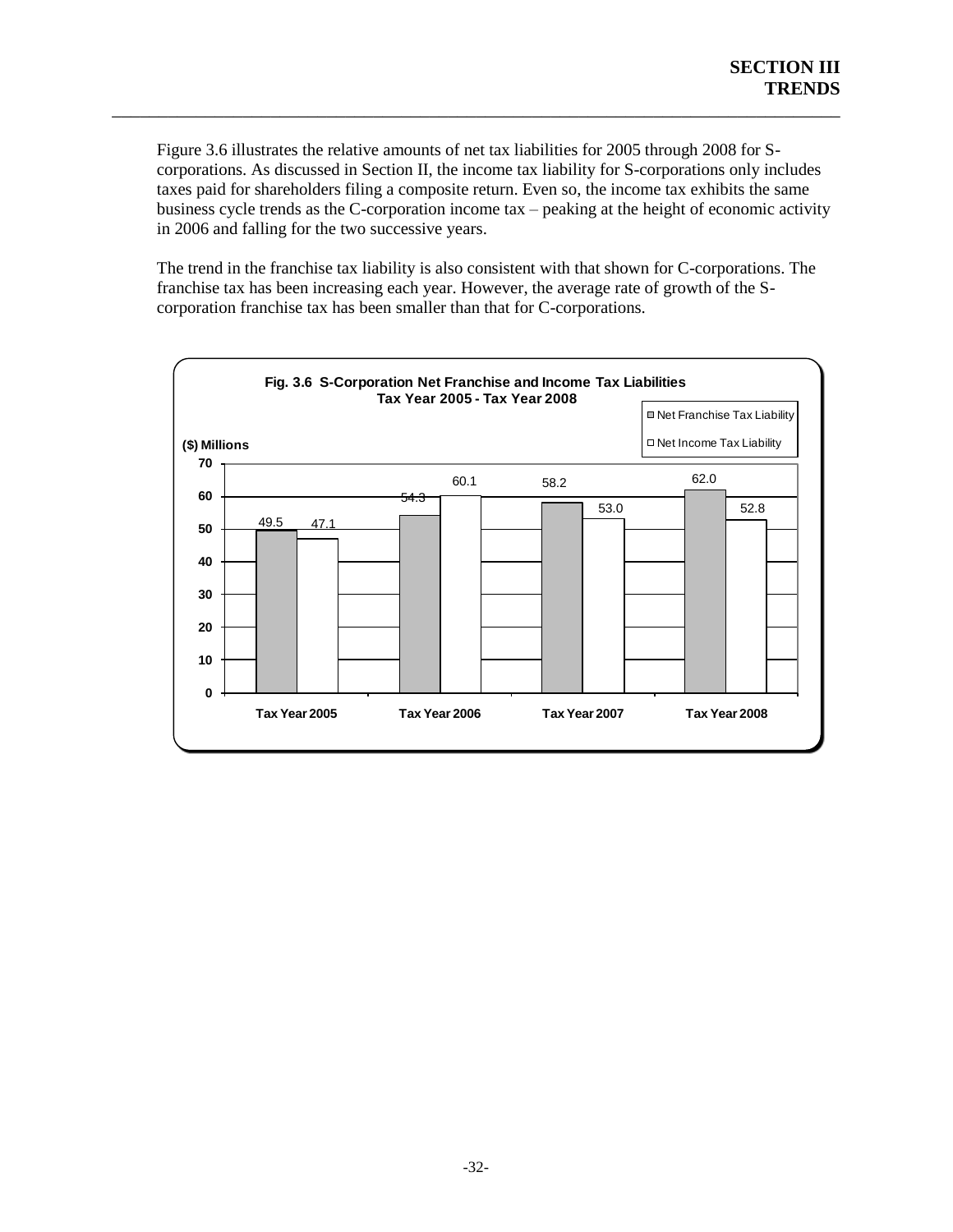Figure 3.6 illustrates the relative amounts of net tax liabilities for 2005 through 2008 for S-corporations. As discussed in Section II, the income tax liability for S-corporations only includes taxes paid for shareholders filing a composite return. Even so, the income tax exhibits the same business cycle trends as the C-corporation income tax – peaking at the height of economic activity in 2006 and falling for the two successive years.

The trend in the franchise tax liability is also consistent with that shown for C-corporations. The franchise tax has been increasing each year. However, the average rate of growth of the S-corporation franchise tax has been smaller than that for C-corporations.

**Fig. 3.6 S-Corporation Net Franchise and Income Tax Liabilities**
**Tax Year 2005 - Tax Year 2008**

($) Millions

| | Net Franchise Tax Liability | Net Income Tax Liability |
|---|---|---|
| Tax Year 2005 | 49.5 | 47.1 |
| Tax Year 2006 | 54.3 | 60.1 |
| Tax Year 2007 | 58.2 | 53.0 |
| Tax Year 2008 | 62.0 | 52.8 |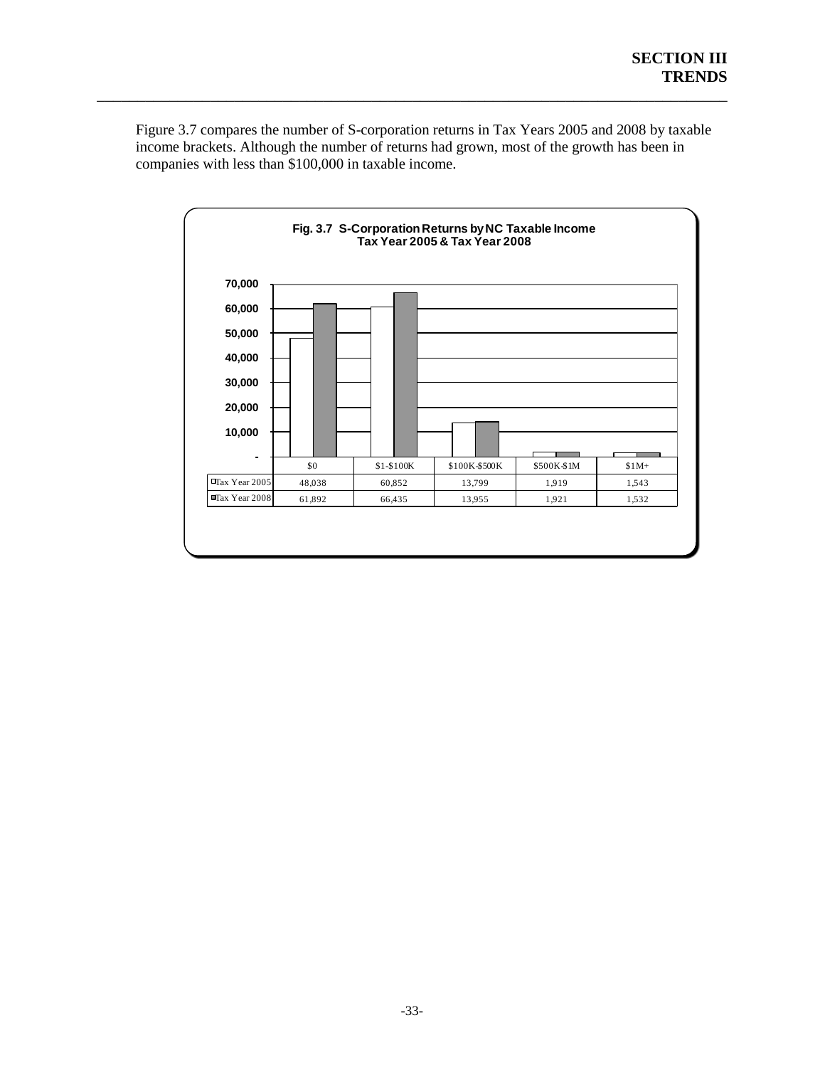Figure 3.7 compares the number of S-corporation returns in Tax Years 2005 and 2008 by taxable income brackets. Although the number of returns had grown, most of the growth has been in companies with less than $100,000 in taxable income.

**Fig. 3.7 S-Corporation Returns by NC Taxable Income**
**Tax Year 2005 & Tax Year 2008**

70,000
60,000
50,000
40,000
30,000
20,000
10,000
-

$0 | $1-$100K | $100K-$500K | $500K-$1M | $1M+

Tax Year 2005: 48,038 | 60,852 | 13,799 | 1,919 | 1,543

Tax Year 2008: 61,892 | 66,435 | 13,955 | 1,921 | 1,532